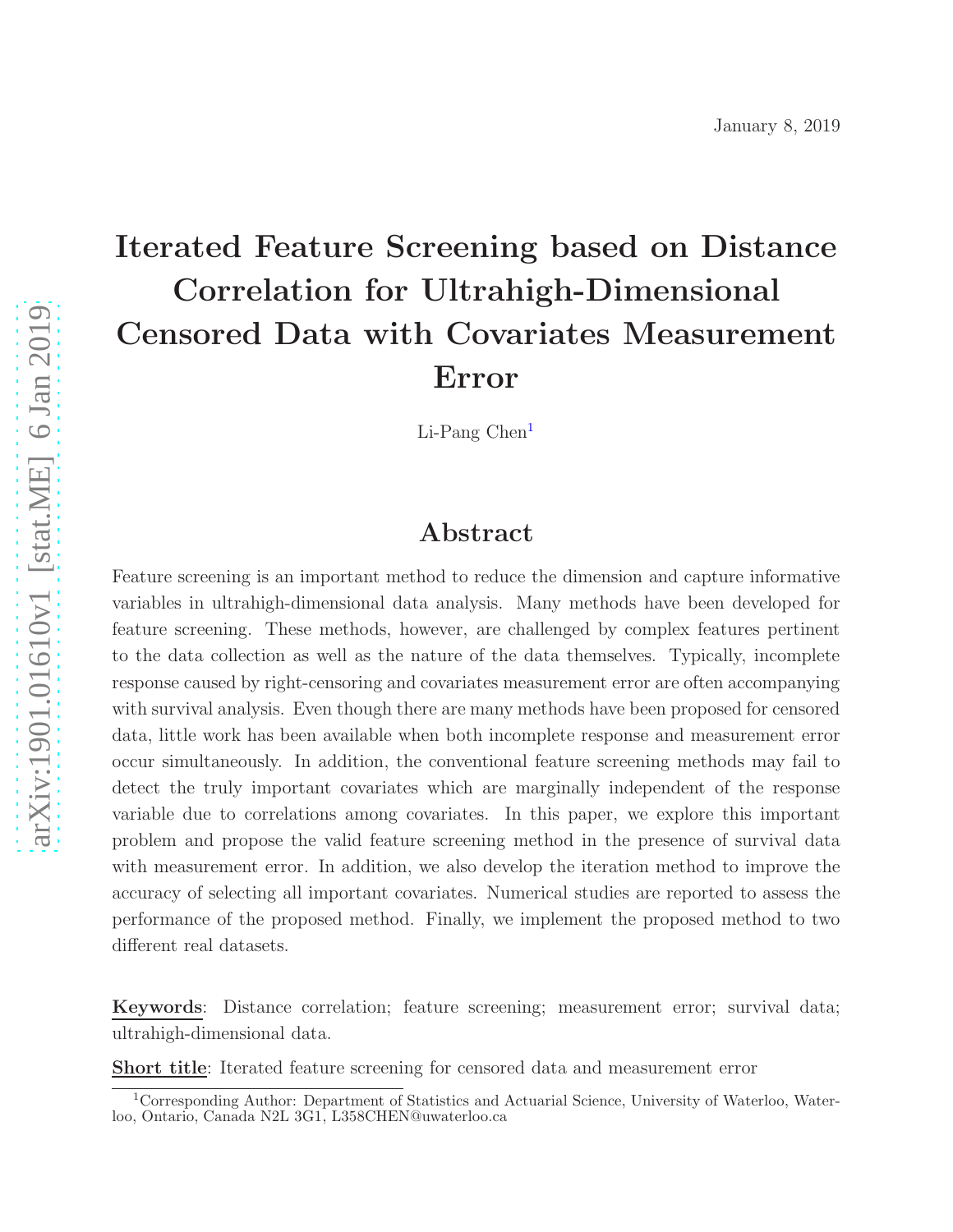January 8, 2019

# Iterated Feature Screening based on Distance Correlation for Ultrahigh-Dimensional Censored Data with Covariates Measurement Error

Li-Pang Chen[1]

## Abstract

Feature screening is an important method to reduce the dimension and capture informative variables in ultrahigh-dimensional data analysis. Many methods have been developed for feature screening. These methods, however, are challenged by complex features pertinent to the data collection as well as the nature of the data themselves. Typically, incomplete response caused by right-censoring and covariates measurement error are often accompanying with survival analysis. Even though there are many methods have been proposed for censored data, little work has been available when both incomplete response and measurement error occur simultaneously. In addition, the conventional feature screening methods may fail to detect the truly important covariates which are marginally independent of the response variable due to correlations among covariates. In this paper, we explore this important problem and propose the valid feature screening method in the presence of survival data with measurement error. In addition, we also develop the iteration method to improve the accuracy of selecting all important covariates. Numerical studies are reported to assess the performance of the proposed method. Finally, we implement the proposed method to two different real datasets.

**Keywords**: Distance correlation; feature screening; measurement error; survival data; ultrahigh-dimensional data.

**Short title**: Iterated feature screening for censored data and measurement error

[1] Corresponding Author: Department of Statistics and Actuarial Science, University of Waterloo, Waterloo, Ontario, Canada N2L 3G1, L358CHEN@uwaterloo.ca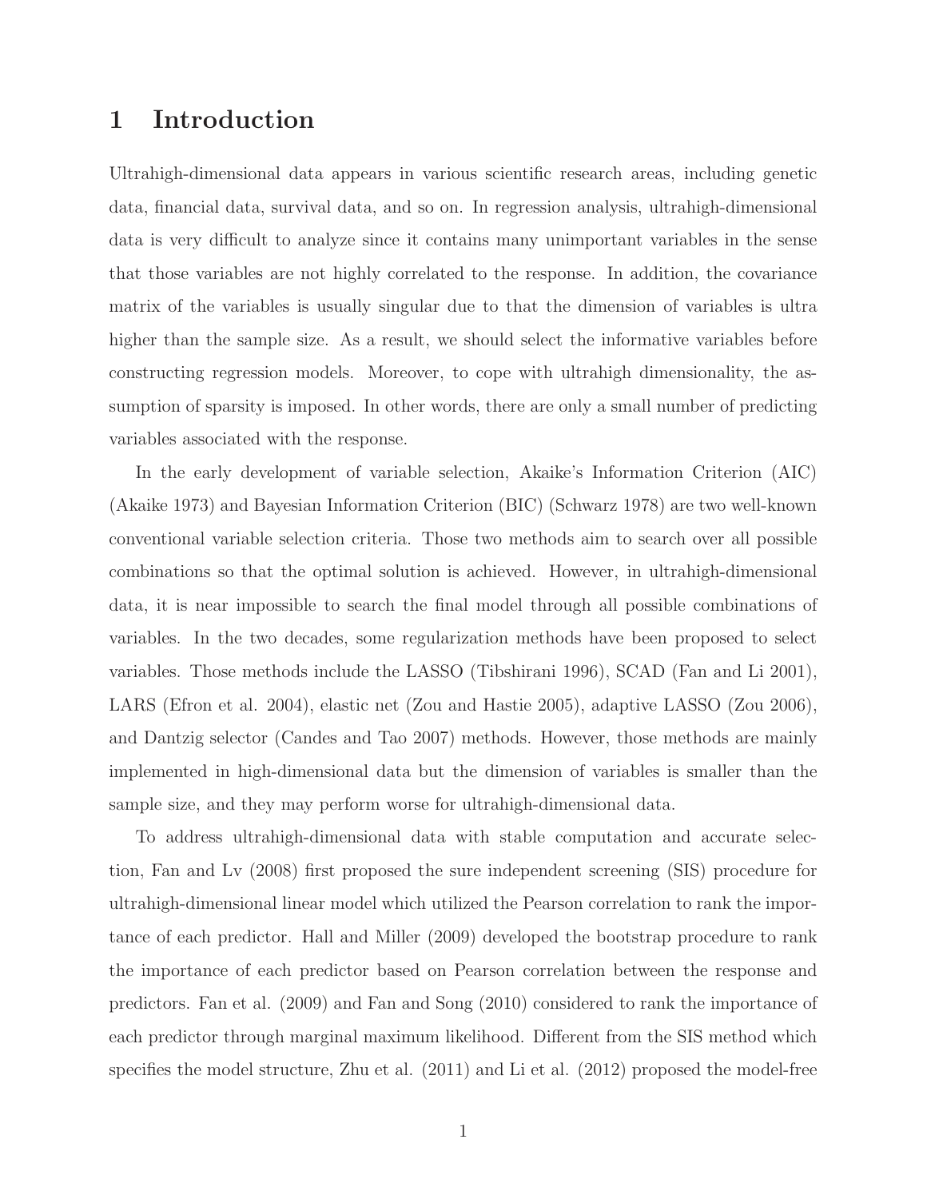# 1 Introduction

Ultrahigh-dimensional data appears in various scientific research areas, including genetic data, financial data, survival data, and so on. In regression analysis, ultrahigh-dimensional data is very difficult to analyze since it contains many unimportant variables in the sense that those variables are not highly correlated to the response. In addition, the covariance matrix of the variables is usually singular due to that the dimension of variables is ultra higher than the sample size. As a result, we should select the informative variables before constructing regression models. Moreover, to cope with ultrahigh dimensionality, the assumption of sparsity is imposed. In other words, there are only a small number of predicting variables associated with the response.

In the early development of variable selection, Akaike's Information Criterion (AIC) (Akaike 1973) and Bayesian Information Criterion (BIC) (Schwarz 1978) are two well-known conventional variable selection criteria. Those two methods aim to search over all possible combinations so that the optimal solution is achieved. However, in ultrahigh-dimensional data, it is near impossible to search the final model through all possible combinations of variables. In the two decades, some regularization methods have been proposed to select variables. Those methods include the LASSO (Tibshirani 1996), SCAD (Fan and Li 2001), LARS (Efron et al. 2004), elastic net (Zou and Hastie 2005), adaptive LASSO (Zou 2006), and Dantzig selector (Candes and Tao 2007) methods. However, those methods are mainly implemented in high-dimensional data but the dimension of variables is smaller than the sample size, and they may perform worse for ultrahigh-dimensional data.

To address ultrahigh-dimensional data with stable computation and accurate selection, Fan and Lv (2008) first proposed the sure independent screening (SIS) procedure for ultrahigh-dimensional linear model which utilized the Pearson correlation to rank the importance of each predictor. Hall and Miller (2009) developed the bootstrap procedure to rank the importance of each predictor based on Pearson correlation between the response and predictors. Fan et al. (2009) and Fan and Song (2010) considered to rank the importance of each predictor through marginal maximum likelihood. Different from the SIS method which specifies the model structure, Zhu et al. (2011) and Li et al. (2012) proposed the model-free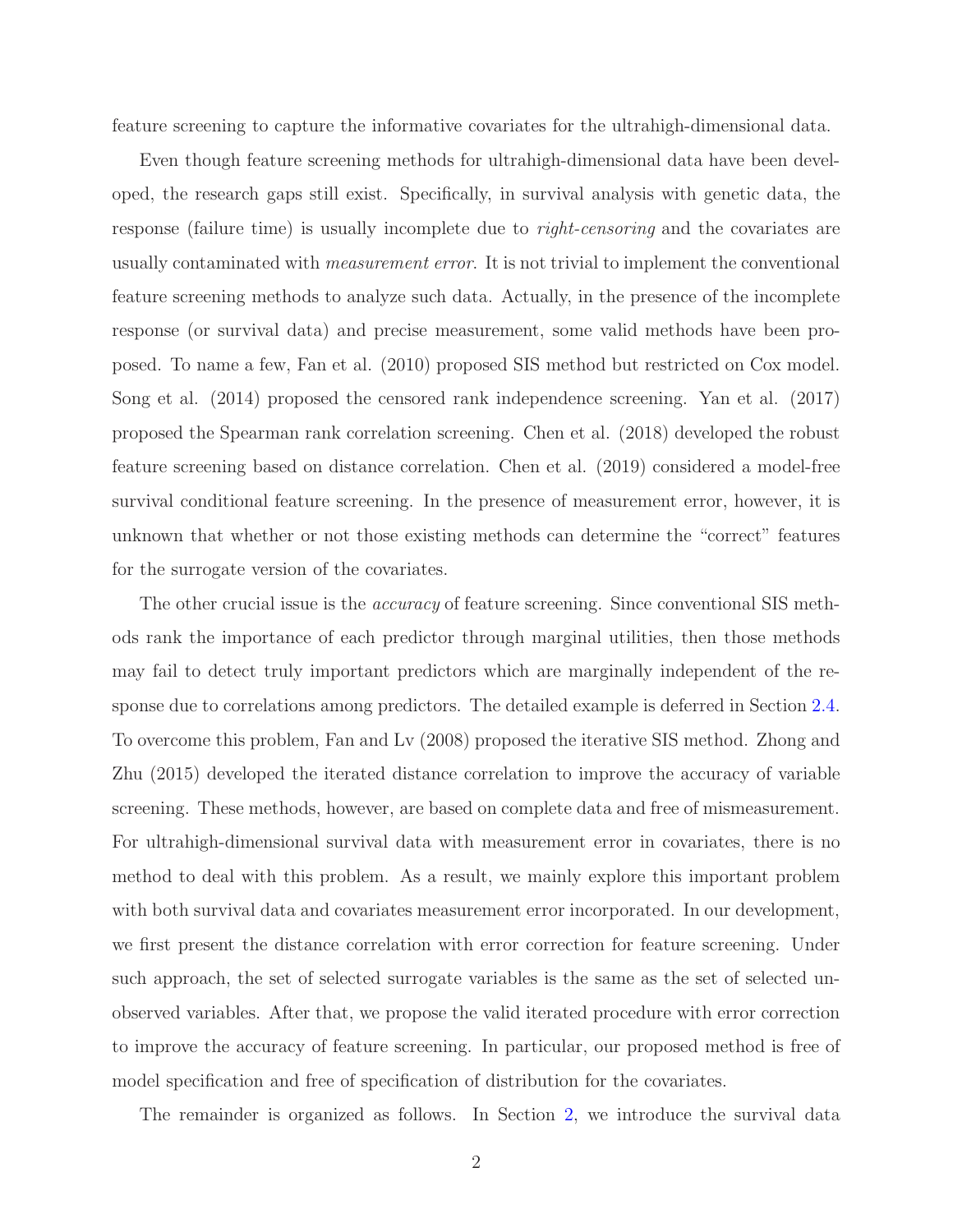feature screening to capture the informative covariates for the ultrahigh-dimensional data.

Even though feature screening methods for ultrahigh-dimensional data have been developed, the research gaps still exist. Specifically, in survival analysis with genetic data, the response (failure time) is usually incomplete due to *right-censoring* and the covariates are usually contaminated with *measurement error*. It is not trivial to implement the conventional feature screening methods to analyze such data. Actually, in the presence of the incomplete response (or survival data) and precise measurement, some valid methods have been proposed. To name a few, Fan et al. (2010) proposed SIS method but restricted on Cox model. Song et al. (2014) proposed the censored rank independence screening. Yan et al. (2017) proposed the Spearman rank correlation screening. Chen et al. (2018) developed the robust feature screening based on distance correlation. Chen et al. (2019) considered a model-free survival conditional feature screening. In the presence of measurement error, however, it is unknown that whether or not those existing methods can determine the "correct" features for the surrogate version of the covariates.

The other crucial issue is the *accuracy* of feature screening. Since conventional SIS methods rank the importance of each predictor through marginal utilities, then those methods may fail to detect truly important predictors which are marginally independent of the response due to correlations among predictors. The detailed example is deferred in Section 2.4. To overcome this problem, Fan and Lv (2008) proposed the iterative SIS method. Zhong and Zhu (2015) developed the iterated distance correlation to improve the accuracy of variable screening. These methods, however, are based on complete data and free of mismeasurement. For ultrahigh-dimensional survival data with measurement error in covariates, there is no method to deal with this problem. As a result, we mainly explore this important problem with both survival data and covariates measurement error incorporated. In our development, we first present the distance correlation with error correction for feature screening. Under such approach, the set of selected surrogate variables is the same as the set of selected unobserved variables. After that, we propose the valid iterated procedure with error correction to improve the accuracy of feature screening. In particular, our proposed method is free of model specification and free of specification of distribution for the covariates.

The remainder is organized as follows. In Section 2, we introduce the survival data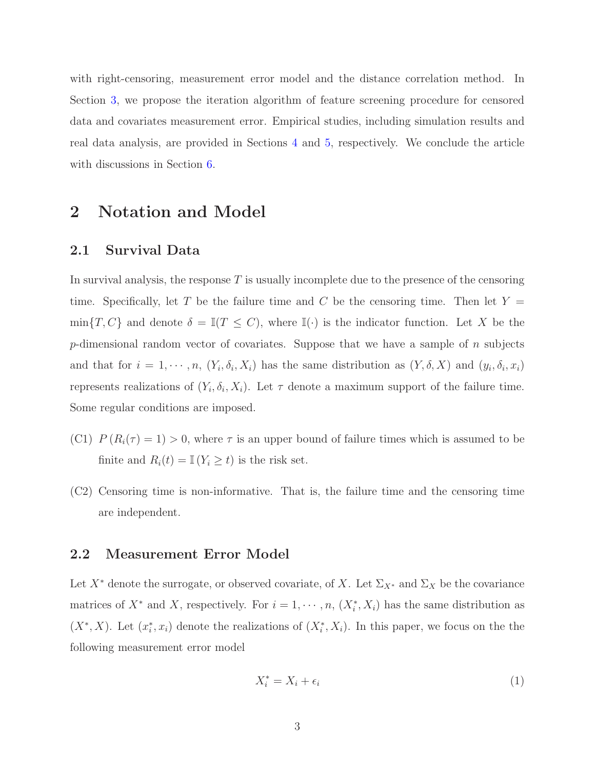with right-censoring, measurement error model and the distance correlation method. In Section 3, we propose the iteration algorithm of feature screening procedure for censored data and covariates measurement error. Empirical studies, including simulation results and real data analysis, are provided in Sections 4 and 5, respectively. We conclude the article with discussions in Section 6.

## 2 Notation and Model

### 2.1 Survival Data

In survival analysis, the response $T$ is usually incomplete due to the presence of the censoring time. Specifically, let $T$ be the failure time and $C$ be the censoring time. Then let $Y = \min\{T, C\}$ and denote $\delta = \mathbb{I}(T \leq C)$, where $\mathbb{I}(\cdot)$ is the indicator function. Let $X$ be the $p$-dimensional random vector of covariates. Suppose that we have a sample of $n$ subjects and that for $i = 1, \cdots, n$, $(Y_i, \delta_i, X_i)$ has the same distribution as $(Y, \delta, X)$ and $(y_i, \delta_i, x_i)$ represents realizations of $(Y_i, \delta_i, X_i)$. Let $\tau$ denote a maximum support of the failure time. Some regular conditions are imposed.

- (C1) $P\left(R_i(\tau) = 1\right) > 0$, where $\tau$ is an upper bound of failure times which is assumed to be finite and $R_i(t) = \mathbb{I}\left(Y_i \geq t\right)$ is the risk set.
- (C2) Censoring time is non-informative. That is, the failure time and the censoring time are independent.

### 2.2 Measurement Error Model

Let $X^*$ denote the surrogate, or observed covariate, of $X$. Let $\Sigma_{X^*}$ and $\Sigma_X$ be the covariance matrices of $X^*$ and $X$, respectively. For $i = 1, \cdots, n$, $(X_i^*, X_i)$ has the same distribution as $(X^*, X)$. Let $(x_i^*, x_i)$ denote the realizations of $(X_i^*, X_i)$. In this paper, we focus on the the following measurement error model

$$X_i^* = X_i + \epsilon_i \tag{1}$$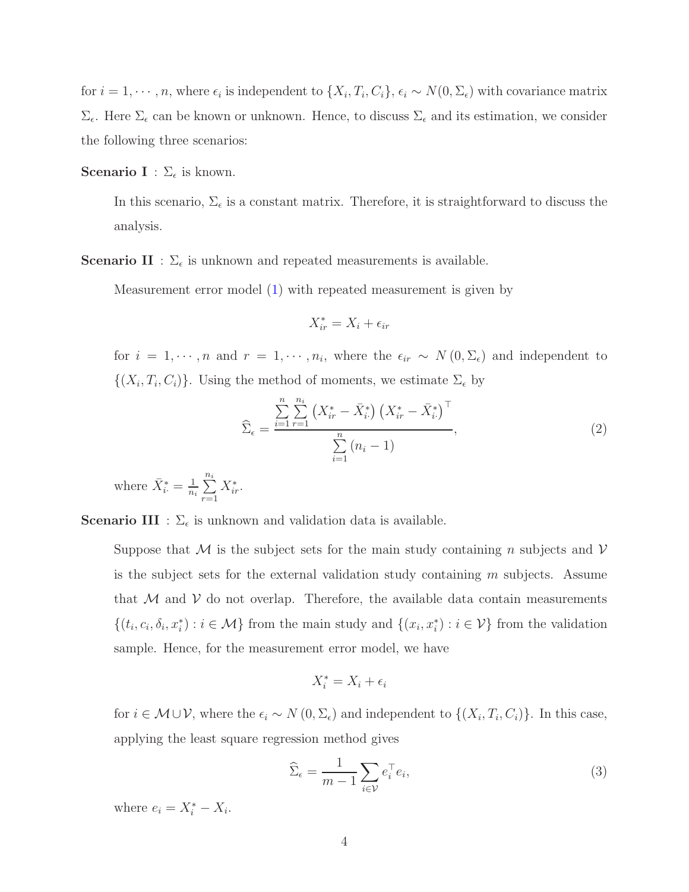for $i = 1, \cdots, n$, where $\epsilon_i$ is independent to $\{X_i, T_i, C_i\}$, $\epsilon_i \sim N(0, \Sigma_\epsilon)$ with covariance matrix $\Sigma_\epsilon$. Here $\Sigma_\epsilon$ can be known or unknown. Hence, to discuss $\Sigma_\epsilon$ and its estimation, we consider the following three scenarios:

**Scenario I** : $\Sigma_\epsilon$ is known.

In this scenario, $\Sigma_\epsilon$ is a constant matrix. Therefore, it is straightforward to discuss the analysis.

**Scenario II** : $\Sigma_\epsilon$ is unknown and repeated measurements is available.

Measurement error model (1) with repeated measurement is given by

$$X_{ir}^* = X_i + \epsilon_{ir}$$

for $i = 1, \cdots, n$ and $r = 1, \cdots, n_i$, where the $\epsilon_{ir} \sim N(0, \Sigma_\epsilon)$ and independent to $\{(X_i, T_i, C_i)\}$. Using the method of moments, we estimate $\Sigma_\epsilon$ by

$$\widehat{\Sigma}_\epsilon = \frac{\sum_{i=1}^{n} \sum_{r=1}^{n_i} \left(X_{ir}^* - \bar{X}_{i\cdot}^*\right)\left(X_{ir}^* - \bar{X}_{i\cdot}^*\right)^\top}{\sum_{i=1}^{n} (n_i - 1)}, \tag{2}$$

where $\bar{X}_{i\cdot}^* = \frac{1}{n_i} \sum_{r=1}^{n_i} X_{ir}^*$.

**Scenario III** : $\Sigma_\epsilon$ is unknown and validation data is available.

Suppose that $\mathcal{M}$ is the subject sets for the main study containing $n$ subjects and $\mathcal{V}$ is the subject sets for the external validation study containing $m$ subjects. Assume that $\mathcal{M}$ and $\mathcal{V}$ do not overlap. Therefore, the available data contain measurements $\{(t_i, c_i, \delta_i, x_i^*) : i \in \mathcal{M}\}$ from the main study and $\{(x_i, x_i^*) : i \in \mathcal{V}\}$ from the validation sample. Hence, for the measurement error model, we have

$$X_i^* = X_i + \epsilon_i$$

for $i \in \mathcal{M} \cup \mathcal{V}$, where the $\epsilon_i \sim N(0, \Sigma_\epsilon)$ and independent to $\{(X_i, T_i, C_i)\}$. In this case, applying the least square regression method gives

$$\widehat{\Sigma}_\epsilon = \frac{1}{m-1} \sum_{i \in \mathcal{V}} e_i^\top e_i, \tag{3}$$

where $e_i = X_i^* - X_i$.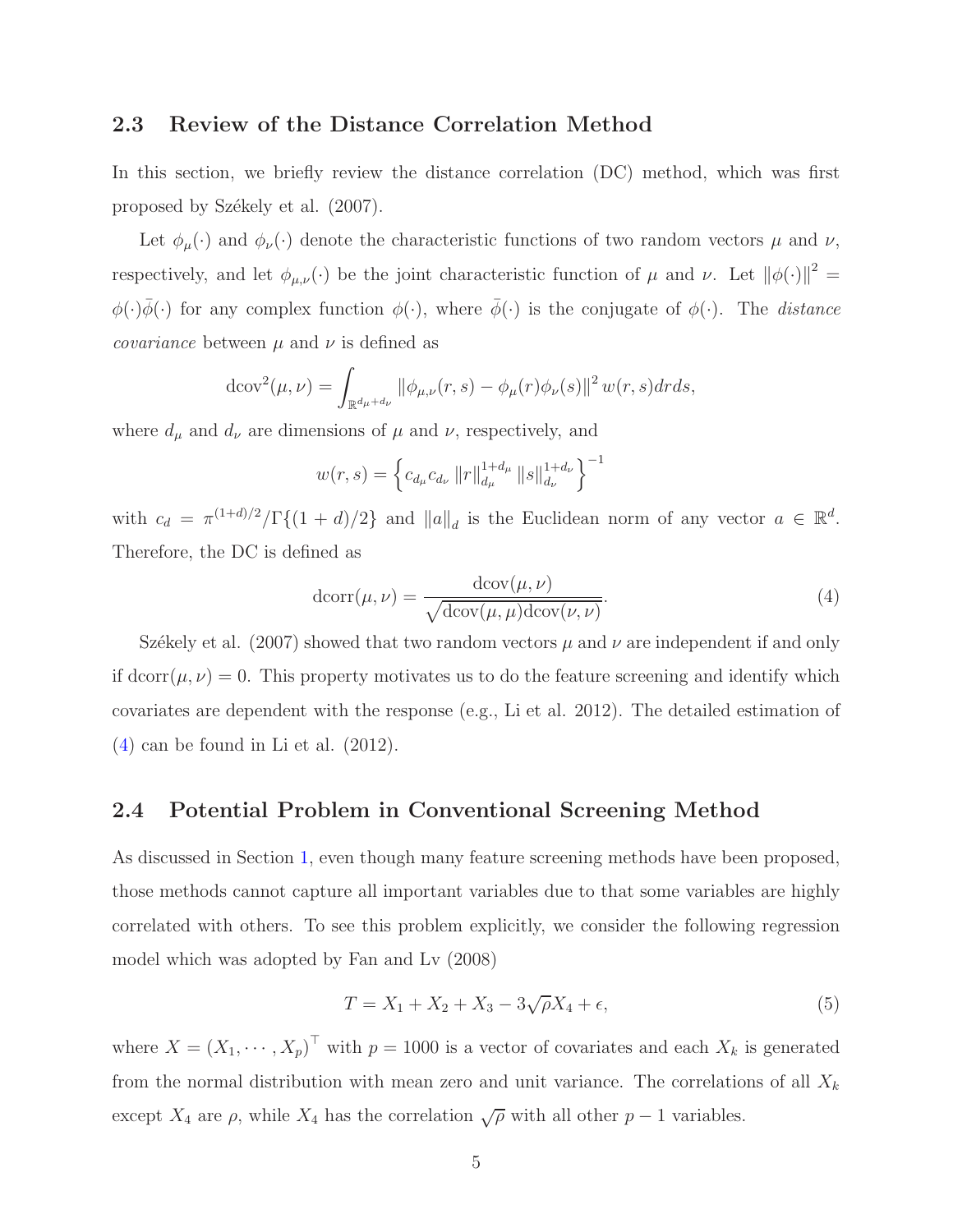## 2.3 Review of the Distance Correlation Method

In this section, we briefly review the distance correlation (DC) method, which was first proposed by Székely et al. (2007).

Let $\phi_\mu(\cdot)$ and $\phi_\nu(\cdot)$ denote the characteristic functions of two random vectors $\mu$ and $\nu$, respectively, and let $\phi_{\mu,\nu}(\cdot)$ be the joint characteristic function of $\mu$ and $\nu$. Let $\|\phi(\cdot)\|^2 = \phi(\cdot)\bar{\phi}(\cdot)$ for any complex function $\phi(\cdot)$, where $\bar{\phi}(\cdot)$ is the conjugate of $\phi(\cdot)$. The *distance covariance* between $\mu$ and $\nu$ is defined as

$$\mathrm{dcov}^2(\mu,\nu) = \int_{\mathbb{R}^{d_\mu+d_\nu}} \|\phi_{\mu,\nu}(r,s) - \phi_\mu(r)\phi_\nu(s)\|^2 w(r,s)drds,$$

where $d_\mu$ and $d_\nu$ are dimensions of $\mu$ and $\nu$, respectively, and

$$w(r,s) = \left\{ c_{d_\mu} c_{d_\nu} \|r\|_{d_\mu}^{1+d_\mu} \|s\|_{d_\nu}^{1+d_\nu} \right\}^{-1}$$

with $c_d = \pi^{(1+d)/2}/\Gamma\{(1+d)/2\}$ and $\|a\|_d$ is the Euclidean norm of any vector $a \in \mathbb{R}^d$. Therefore, the DC is defined as

$$\mathrm{dcorr}(\mu,\nu) = \frac{\mathrm{dcov}(\mu,\nu)}{\sqrt{\mathrm{dcov}(\mu,\mu)\mathrm{dcov}(\nu,\nu)}}. \tag{4}$$

Székely et al. (2007) showed that two random vectors $\mu$ and $\nu$ are independent if and only if $\mathrm{dcorr}(\mu,\nu) = 0$. This property motivates us to do the feature screening and identify which covariates are dependent with the response (e.g., Li et al. 2012). The detailed estimation of (4) can be found in Li et al. (2012).

## 2.4 Potential Problem in Conventional Screening Method

As discussed in Section 1, even though many feature screening methods have been proposed, those methods cannot capture all important variables due to that some variables are highly correlated with others. To see this problem explicitly, we consider the following regression model which was adopted by Fan and Lv (2008)

$$T = X_1 + X_2 + X_3 - 3\sqrt{\rho}X_4 + \epsilon, \tag{5}$$

where $X = (X_1, \cdots, X_p)^\top$ with $p = 1000$ is a vector of covariates and each $X_k$ is generated from the normal distribution with mean zero and unit variance. The correlations of all $X_k$ except $X_4$ are $\rho$, while $X_4$ has the correlation $\sqrt{\rho}$ with all other $p-1$ variables.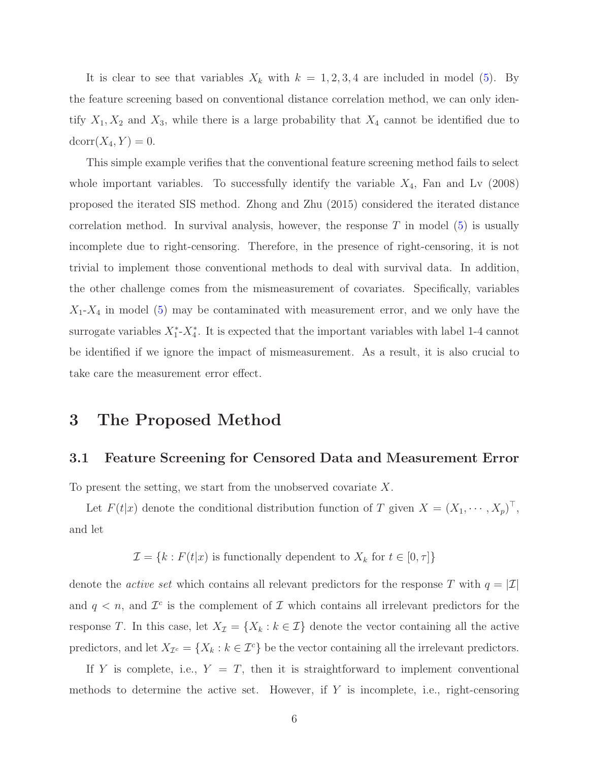It is clear to see that variables $X_k$ with $k = 1, 2, 3, 4$ are included in model (5). By the feature screening based on conventional distance correlation method, we can only identify $X_1, X_2$ and $X_3$, while there is a large probability that $X_4$ cannot be identified due to $\text{dcorr}(X_4, Y) = 0$.

This simple example verifies that the conventional feature screening method fails to select whole important variables. To successfully identify the variable $X_4$, Fan and Lv (2008) proposed the iterated SIS method. Zhong and Zhu (2015) considered the iterated distance correlation method. In survival analysis, however, the response $T$ in model (5) is usually incomplete due to right-censoring. Therefore, in the presence of right-censoring, it is not trivial to implement those conventional methods to deal with survival data. In addition, the other challenge comes from the mismeasurement of covariates. Specifically, variables $X_1$-$X_4$ in model (5) may be contaminated with measurement error, and we only have the surrogate variables $X_1^*$-$X_4^*$. It is expected that the important variables with label 1-4 cannot be identified if we ignore the impact of mismeasurement. As a result, it is also crucial to take care the measurement error effect.

# 3 The Proposed Method

## 3.1 Feature Screening for Censored Data and Measurement Error

To present the setting, we start from the unobserved covariate $X$.

Let $F(t|x)$ denote the conditional distribution function of $T$ given $X = (X_1, \cdots, X_p)^\top$, and let

$$\mathcal{I} = \{k : F(t|x) \text{ is functionally dependent to } X_k \text{ for } t \in [0, \tau]\}$$

denote the *active set* which contains all relevant predictors for the response $T$ with $q = |\mathcal{I}|$ and $q < n$, and $\mathcal{I}^c$ is the complement of $\mathcal{I}$ which contains all irrelevant predictors for the response $T$. In this case, let $X_{\mathcal{I}} = \{X_k : k \in \mathcal{I}\}$ denote the vector containing all the active predictors, and let $X_{\mathcal{I}^c} = \{X_k : k \in \mathcal{I}^c\}$ be the vector containing all the irrelevant predictors.

If $Y$ is complete, i.e., $Y = T$, then it is straightforward to implement conventional methods to determine the active set. However, if $Y$ is incomplete, i.e., right-censoring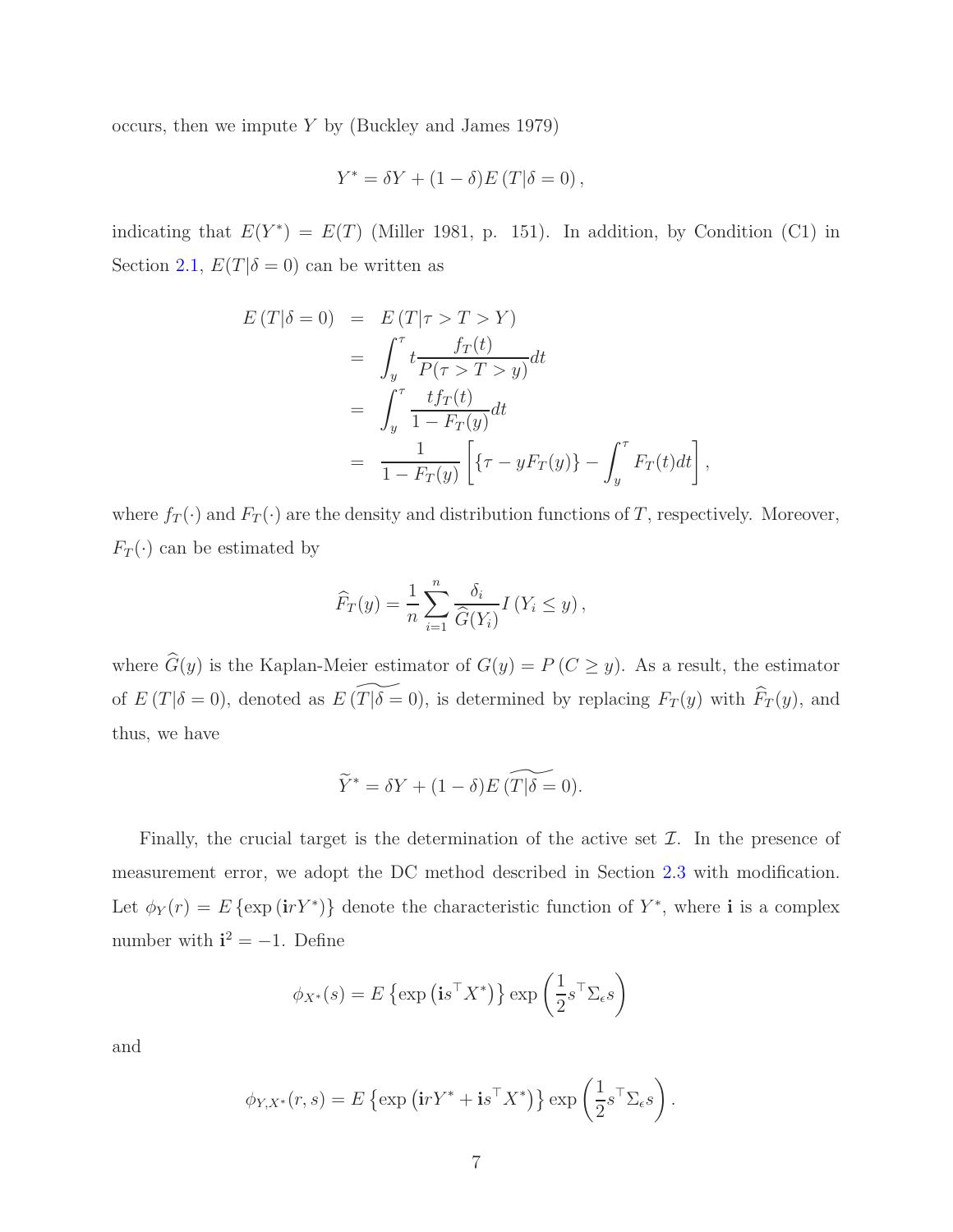occurs, then we impute $Y$ by (Buckley and James 1979)

$$Y^* = \delta Y + (1-\delta) E(T|\delta = 0),$$

indicating that $E(Y^*) = E(T)$ (Miller 1981, p. 151). In addition, by Condition (C1) in Section 2.1, $E(T|\delta = 0)$ can be written as

$$\begin{aligned}
E(T|\delta = 0) &= E(T|\tau > T > Y) \\
&= \int_y^\tau t \frac{f_T(t)}{P(\tau > T > y)} dt \\
&= \int_y^\tau \frac{t f_T(t)}{1 - F_T(y)} dt \\
&= \frac{1}{1 - F_T(y)} \left[ \{\tau - y F_T(y)\} - \int_y^\tau F_T(t) dt \right],
\end{aligned}$$

where $f_T(\cdot)$ and $F_T(\cdot)$ are the density and distribution functions of $T$, respectively. Moreover, $F_T(\cdot)$ can be estimated by

$$\widehat{F}_T(y) = \frac{1}{n} \sum_{i=1}^n \frac{\delta_i}{\widehat{G}(Y_i)} I(Y_i \leq y),$$

where $\widehat{G}(y)$ is the Kaplan-Meier estimator of $G(y) = P(C \geq y)$. As a result, the estimator of $E(T|\delta = 0)$, denoted as $E\widetilde{(T|\delta = 0)}$, is determined by replacing $F_T(y)$ with $\widehat{F}_T(y)$, and thus, we have

$$\widetilde{Y}^* = \delta Y + (1-\delta) E\widetilde{(T|\delta = 0)}.$$

Finally, the crucial target is the determination of the active set $\mathcal{I}$. In the presence of measurement error, we adopt the DC method described in Section 2.3 with modification. Let $\phi_Y(r) = E\{\exp(\mathbf{i} r Y^*)\}$ denote the characteristic function of $Y^*$, where $\mathbf{i}$ is a complex number with $\mathbf{i}^2 = -1$. Define

$$\phi_{X^*}(s) = E\left\{\exp\left(\mathbf{i} s^\top X^*\right)\right\} \exp\left(\frac{1}{2} s^\top \Sigma_\epsilon s\right)$$

and

$$\phi_{Y,X^*}(r,s) = E\left\{\exp\left(\mathbf{i} r Y^* + \mathbf{i} s^\top X^*\right)\right\} \exp\left(\frac{1}{2} s^\top \Sigma_\epsilon s\right).$$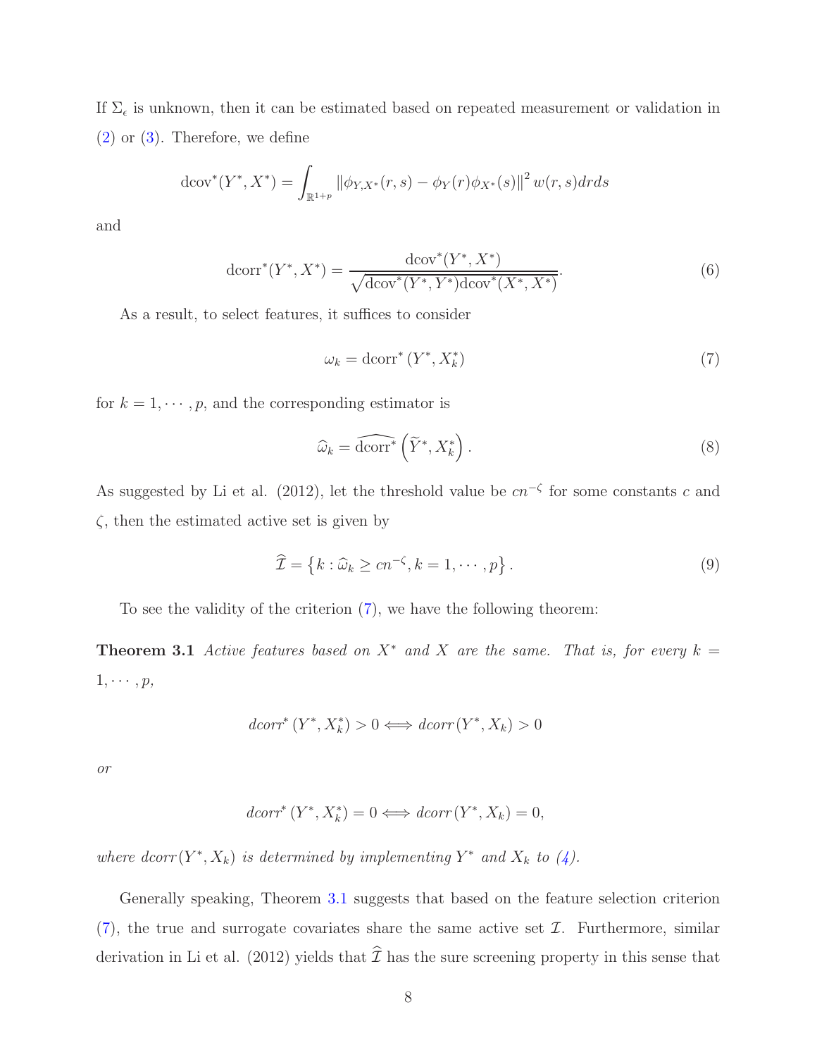If $\Sigma_\epsilon$ is unknown, then it can be estimated based on repeated measurement or validation in (2) or (3). Therefore, we define

$$\text{dcov}^*(Y^*, X^*) = \int_{\mathbb{R}^{1+p}} \left\| \phi_{Y,X^*}(r,s) - \phi_Y(r)\phi_{X^*}(s) \right\|^2 w(r,s) dr ds$$

and

$$\text{dcorr}^*(Y^*, X^*) = \frac{\text{dcov}^*(Y^*, X^*)}{\sqrt{\text{dcov}^*(Y^*, Y^*)\text{dcov}^*(X^*, X^*)}}. \tag{6}$$

As a result, to select features, it suffices to consider

$$\omega_k = \text{dcorr}^*\left(Y^*, X_k^*\right) \tag{7}$$

for $k = 1, \cdots, p$, and the corresponding estimator is

$$\widehat{\omega}_k = \widehat{\text{dcorr}^*}\left(\widetilde{Y}^*, X_k^*\right). \tag{8}$$

As suggested by Li et al. (2012), let the threshold value be $cn^{-\zeta}$ for some constants $c$ and $\zeta$, then the estimated active set is given by

$$\widehat{\mathcal{I}} = \left\{ k : \widehat{\omega}_k \geq cn^{-\zeta}, k = 1, \cdots, p \right\}. \tag{9}$$

To see the validity of the criterion (7), we have the following theorem:

**Theorem 3.1** *Active features based on $X^*$ and $X$ are the same. That is, for every $k = 1, \cdots, p$,*

$$dcorr^*\left(Y^*, X_k^*\right) > 0 \Longleftrightarrow dcorr\left(Y^*, X_k\right) > 0$$

*or*

$$dcorr^*\left(Y^*, X_k^*\right) = 0 \Longleftrightarrow dcorr\left(Y^*, X_k\right) = 0,$$

*where $dcorr(Y^*, X_k)$ is determined by implementing $Y^*$ and $X_k$ to (4).*

Generally speaking, Theorem 3.1 suggests that based on the feature selection criterion (7), the true and surrogate covariates share the same active set $\mathcal{I}$. Furthermore, similar derivation in Li et al. (2012) yields that $\widehat{\mathcal{I}}$ has the sure screening property in this sense that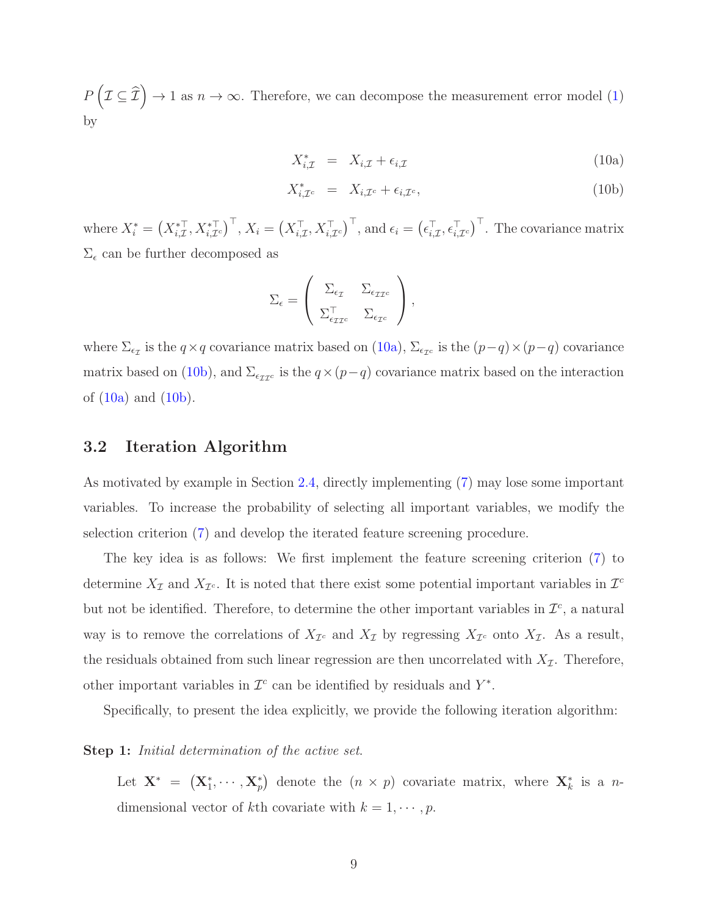$P\left(\mathcal{I} \subseteq \widehat{\mathcal{I}}\right) \to 1$ as $n \to \infty$. Therefore, we can decompose the measurement error model (1) by

$$
\begin{aligned}
X^*_{i,\mathcal{I}} &= X_{i,\mathcal{I}} + \epsilon_{i,\mathcal{I}} \qquad (10a)\\
X^*_{i,\mathcal{I}^c} &= X_{i,\mathcal{I}^c} + \epsilon_{i,\mathcal{I}^c}, \qquad (10b)
\end{aligned}
$$

where $X_i^* = \left(X^{*\top}_{i,\mathcal{I}}, X^{*\top}_{i,\mathcal{I}^c}\right)^\top$, $X_i = \left(X^{\top}_{i,\mathcal{I}}, X^{\top}_{i,\mathcal{I}^c}\right)^\top$, and $\epsilon_i = \left(\epsilon^{\top}_{i,\mathcal{I}}, \epsilon^{\top}_{i,\mathcal{I}^c}\right)^\top$. The covariance matrix $\Sigma_\epsilon$ can be further decomposed as

$$
\Sigma_\epsilon = \begin{pmatrix} \Sigma_{\epsilon_\mathcal{I}} & \Sigma_{\epsilon_{\mathcal{I}\mathcal{I}^c}} \\ \Sigma^\top_{\epsilon_{\mathcal{I}\mathcal{I}^c}} & \Sigma_{\epsilon_{\mathcal{I}^c}} \end{pmatrix},
$$

where $\Sigma_{\epsilon_\mathcal{I}}$ is the $q \times q$ covariance matrix based on (10a), $\Sigma_{\epsilon_{\mathcal{I}^c}}$ is the $(p-q)\times(p-q)$ covariance matrix based on (10b), and $\Sigma_{\epsilon_{\mathcal{I}\mathcal{I}^c}}$ is the $q \times (p-q)$ covariance matrix based on the interaction of (10a) and (10b).

## 3.2 Iteration Algorithm

As motivated by example in Section 2.4, directly implementing (7) may lose some important variables. To increase the probability of selecting all important variables, we modify the selection criterion (7) and develop the iterated feature screening procedure.

The key idea is as follows: We first implement the feature screening criterion (7) to determine $X_\mathcal{I}$ and $X_{\mathcal{I}^c}$. It is noted that there exist some potential important variables in $\mathcal{I}^c$ but not be identified. Therefore, to determine the other important variables in $\mathcal{I}^c$, a natural way is to remove the correlations of $X_{\mathcal{I}^c}$ and $X_\mathcal{I}$ by regressing $X_{\mathcal{I}^c}$ onto $X_\mathcal{I}$. As a result, the residuals obtained from such linear regression are then uncorrelated with $X_\mathcal{I}$. Therefore, other important variables in $\mathcal{I}^c$ can be identified by residuals and $Y^*$.

Specifically, to present the idea explicitly, we provide the following iteration algorithm:

**Step 1:** *Initial determination of the active set.*

Let $\mathbf{X}^* = \left(\mathbf{X}^*_1, \cdots, \mathbf{X}^*_p\right)$ denote the $(n \times p)$ covariate matrix, where $\mathbf{X}^*_k$ is a $n$-dimensional vector of $k$th covariate with $k = 1, \cdots, p$.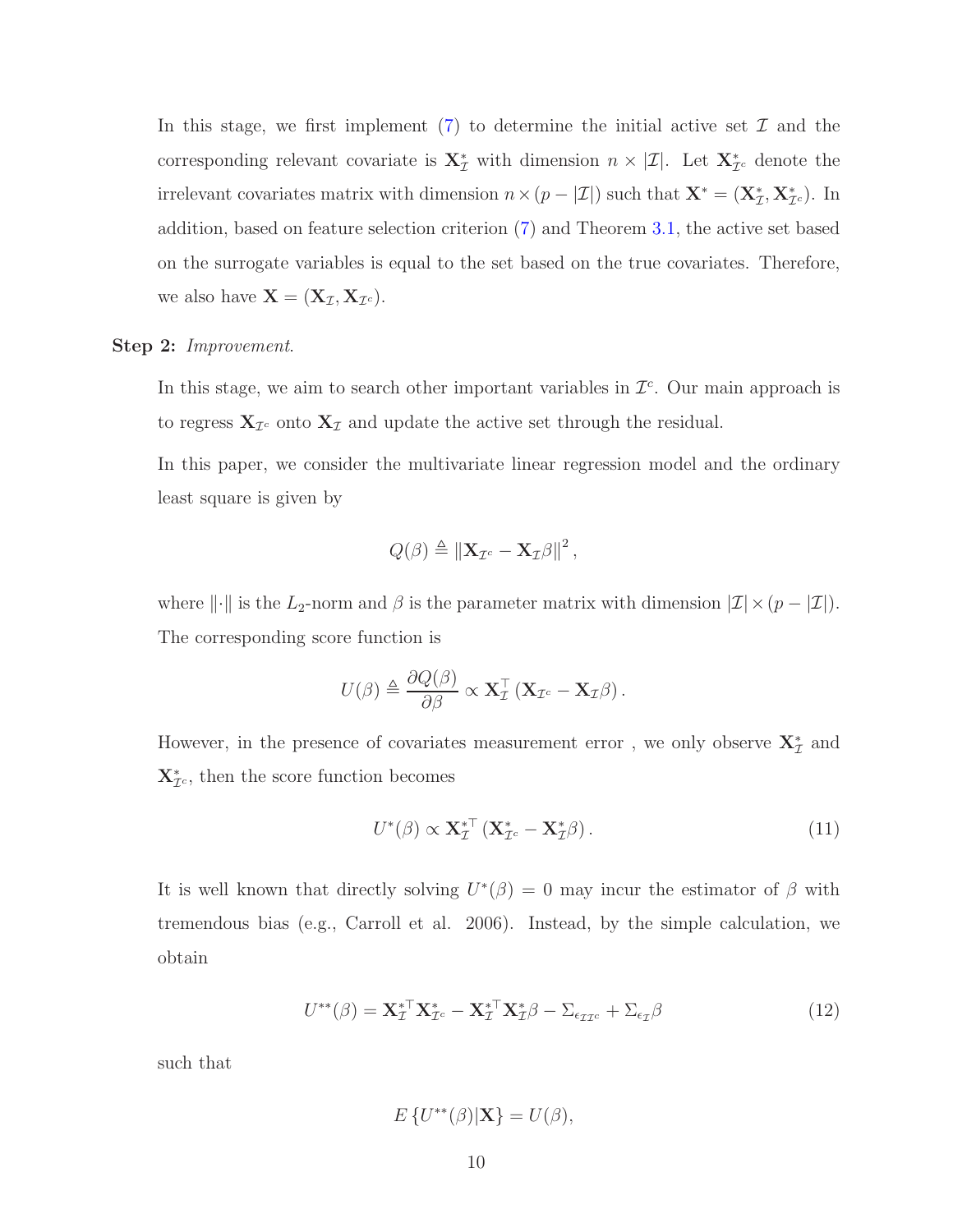In this stage, we first implement (7) to determine the initial active set $\mathcal{I}$ and the corresponding relevant covariate is $\mathbf{X}_{\mathcal{I}}^*$ with dimension $n \times |\mathcal{I}|$. Let $\mathbf{X}_{\mathcal{I}^c}^*$ denote the irrelevant covariates matrix with dimension $n \times (p - |\mathcal{I}|)$ such that $\mathbf{X}^* = (\mathbf{X}_{\mathcal{I}}^*, \mathbf{X}_{\mathcal{I}^c}^*)$. In addition, based on feature selection criterion (7) and Theorem 3.1, the active set based on the surrogate variables is equal to the set based on the true covariates. Therefore, we also have $\mathbf{X} = (\mathbf{X}_{\mathcal{I}}, \mathbf{X}_{\mathcal{I}^c})$.

**Step 2:** *Improvement.*

In this stage, we aim to search other important variables in $\mathcal{I}^c$. Our main approach is to regress $\mathbf{X}_{\mathcal{I}^c}$ onto $\mathbf{X}_{\mathcal{I}}$ and update the active set through the residual.

In this paper, we consider the multivariate linear regression model and the ordinary least square is given by

$$Q(\beta) \triangleq \|\mathbf{X}_{\mathcal{I}^c} - \mathbf{X}_{\mathcal{I}}\beta\|^2 ,$$

where $\|\cdot\|$ is the $L_2$-norm and $\beta$ is the parameter matrix with dimension $|\mathcal{I}| \times (p - |\mathcal{I}|)$. The corresponding score function is

$$U(\beta) \triangleq \frac{\partial Q(\beta)}{\partial \beta} \propto \mathbf{X}_{\mathcal{I}}^\top \left(\mathbf{X}_{\mathcal{I}^c} - \mathbf{X}_{\mathcal{I}}\beta\right).$$

However, in the presence of covariates measurement error , we only observe $\mathbf{X}_{\mathcal{I}}^*$ and $\mathbf{X}_{\mathcal{I}^c}^*$, then the score function becomes

$$U^*(\beta) \propto \mathbf{X}_{\mathcal{I}}^{*\top} \left(\mathbf{X}_{\mathcal{I}^c}^* - \mathbf{X}_{\mathcal{I}}^*\beta\right). \tag{11}$$

It is well known that directly solving $U^*(\beta) = 0$ may incur the estimator of $\beta$ with tremendous bias (e.g., Carroll et al. 2006). Instead, by the simple calculation, we obtain

$$U^{**}(\beta) = \mathbf{X}_{\mathcal{I}}^{*\top}\mathbf{X}_{\mathcal{I}^c}^* - \mathbf{X}_{\mathcal{I}}^{*\top}\mathbf{X}_{\mathcal{I}}^*\beta - \Sigma_{\epsilon_{\mathcal{I}\mathcal{I}^c}} + \Sigma_{\epsilon_{\mathcal{I}}}\beta \tag{12}$$

such that

$$E\left\{U^{**}(\beta)|\mathbf{X}\right\} = U(\beta),$$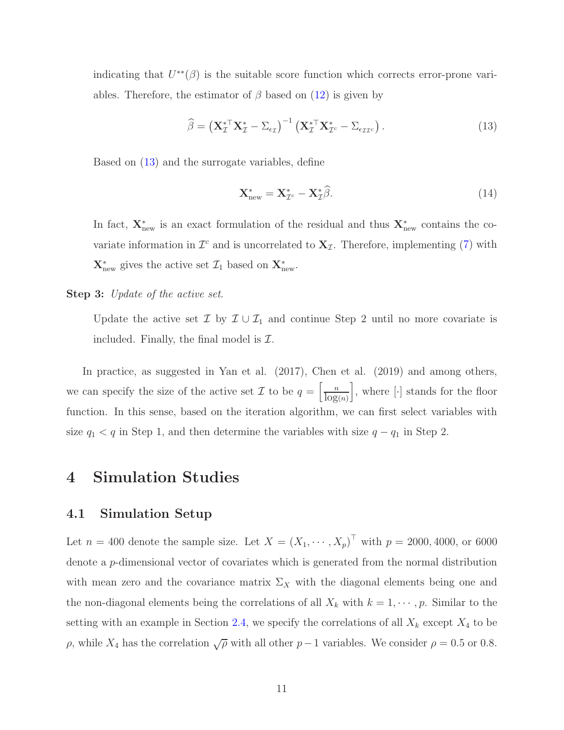indicating that $U^{**}(\beta)$ is the suitable score function which corrects error-prone variables. Therefore, the estimator of $\beta$ based on (12) is given by

$$\widehat{\beta} = \left(\mathbf{X}_{\mathcal{I}}^{*\top}\mathbf{X}_{\mathcal{I}}^{*} - \Sigma_{\epsilon_{\mathcal{I}}}\right)^{-1}\left(\mathbf{X}_{\mathcal{I}}^{*\top}\mathbf{X}_{\mathcal{I}^c}^{*} - \Sigma_{\epsilon_{\mathcal{I}\mathcal{I}^c}}\right). \tag{13}$$

Based on (13) and the surrogate variables, define

$$\mathbf{X}_{\text{new}}^{*} = \mathbf{X}_{\mathcal{I}^c}^{*} - \mathbf{X}_{\mathcal{I}}^{*}\widehat{\beta}. \tag{14}$$

In fact, $\mathbf{X}_{\text{new}}^{*}$ is an exact formulation of the residual and thus $\mathbf{X}_{\text{new}}^{*}$ contains the covariate information in $\mathcal{I}^c$ and is uncorrelated to $\mathbf{X}_{\mathcal{I}}$. Therefore, implementing (7) with $\mathbf{X}_{\text{new}}^{*}$ gives the active set $\mathcal{I}_1$ based on $\mathbf{X}_{\text{new}}^{*}$.

**Step 3:** *Update of the active set.*

Update the active set $\mathcal{I}$ by $\mathcal{I} \cup \mathcal{I}_1$ and continue Step 2 until no more covariate is included. Finally, the final model is $\mathcal{I}$.

In practice, as suggested in Yan et al. (2017), Chen et al. (2019) and among others, we can specify the size of the active set $\mathcal{I}$ to be $q = \left[\frac{n}{\log(n)}\right]$, where $[\cdot]$ stands for the floor function. In this sense, based on the iteration algorithm, we can first select variables with size $q_1 < q$ in Step 1, and then determine the variables with size $q - q_1$ in Step 2.

# 4 Simulation Studies

## 4.1 Simulation Setup

Let $n = 400$ denote the sample size. Let $X = (X_1, \cdots, X_p)^\top$ with $p = 2000, 4000$, or $6000$ denote a $p$-dimensional vector of covariates which is generated from the normal distribution with mean zero and the covariance matrix $\Sigma_X$ with the diagonal elements being one and the non-diagonal elements being the correlations of all $X_k$ with $k = 1, \cdots, p$. Similar to the setting with an example in Section 2.4, we specify the correlations of all $X_k$ except $X_4$ to be $\rho$, while $X_4$ has the correlation $\sqrt{\rho}$ with all other $p-1$ variables. We consider $\rho = 0.5$ or $0.8$.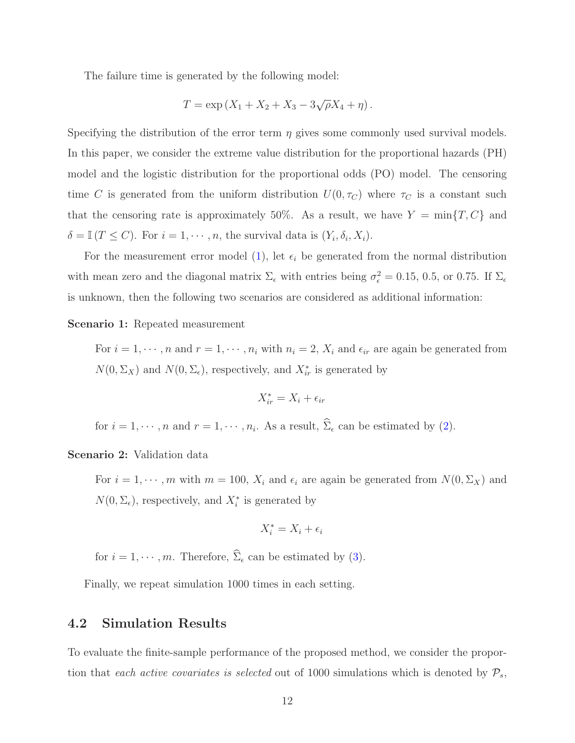The failure time is generated by the following model:

$$T = \exp\left(X_1 + X_2 + X_3 - 3\sqrt{\rho}X_4 + \eta\right).$$

Specifying the distribution of the error term $\eta$ gives some commonly used survival models. In this paper, we consider the extreme value distribution for the proportional hazards (PH) model and the logistic distribution for the proportional odds (PO) model. The censoring time $C$ is generated from the uniform distribution $U(0, \tau_C)$ where $\tau_C$ is a constant such that the censoring rate is approximately 50%. As a result, we have $Y = \min\{T, C\}$ and $\delta = \mathbb{I}(T \leq C)$. For $i = 1, \cdots, n$, the survival data is $(Y_i, \delta_i, X_i)$.

For the measurement error model (1), let $\epsilon_i$ be generated from the normal distribution with mean zero and the diagonal matrix $\Sigma_\epsilon$ with entries being $\sigma_\epsilon^2 = 0.15$, 0.5, or 0.75. If $\Sigma_\epsilon$ is unknown, then the following two scenarios are considered as additional information:

**Scenario 1:** Repeated measurement

For $i = 1, \cdots, n$ and $r = 1, \cdots, n_i$ with $n_i = 2$, $X_i$ and $\epsilon_{ir}$ are again be generated from $N(0, \Sigma_X)$ and $N(0, \Sigma_\epsilon)$, respectively, and $X_{ir}^*$ is generated by

$$X_{ir}^* = X_i + \epsilon_{ir}$$

for $i = 1, \cdots, n$ and $r = 1, \cdots, n_i$. As a result, $\widehat{\Sigma}_\epsilon$ can be estimated by (2).

**Scenario 2:** Validation data

For $i = 1, \cdots, m$ with $m = 100$, $X_i$ and $\epsilon_i$ are again be generated from $N(0, \Sigma_X)$ and $N(0, \Sigma_\epsilon)$, respectively, and $X_i^*$ is generated by

$$X_i^* = X_i + \epsilon_i$$

for $i = 1, \cdots, m$. Therefore, $\widehat{\Sigma}_\epsilon$ can be estimated by (3).

Finally, we repeat simulation 1000 times in each setting.

## 4.2 Simulation Results

To evaluate the finite-sample performance of the proposed method, we consider the proportion that *each active covariates is selected* out of 1000 simulations which is denoted by $\mathcal{P}_s$,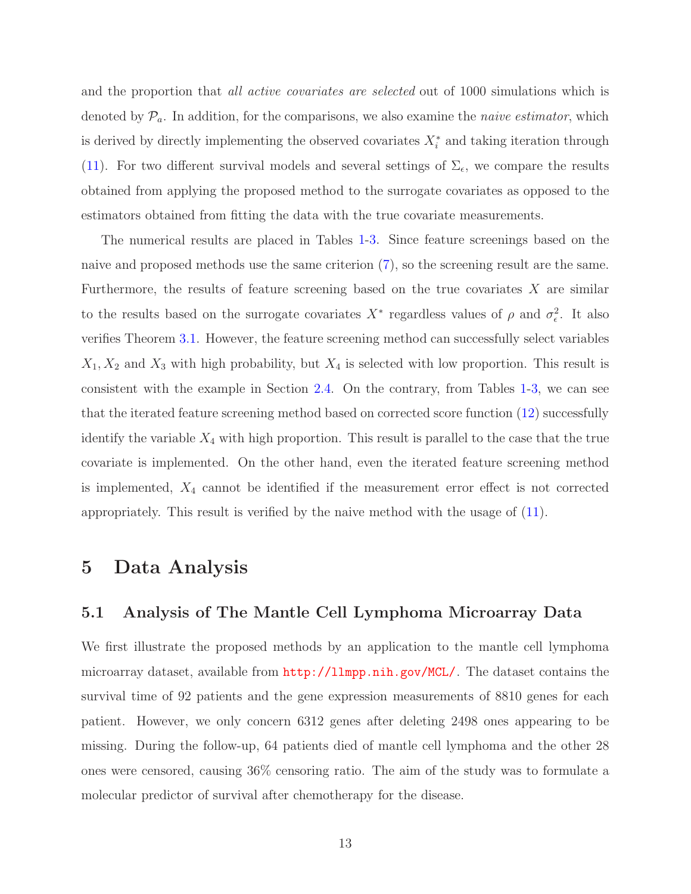and the proportion that *all active covariates are selected* out of 1000 simulations which is denoted by $\mathcal{P}_a$. In addition, for the comparisons, we also examine the *naive estimator*, which is derived by directly implementing the observed covariates $X_i^*$ and taking iteration through (11). For two different survival models and several settings of $\Sigma_\epsilon$, we compare the results obtained from applying the proposed method to the surrogate covariates as opposed to the estimators obtained from fitting the data with the true covariate measurements.

The numerical results are placed in Tables 1-3. Since feature screenings based on the naive and proposed methods use the same criterion (7), so the screening result are the same. Furthermore, the results of feature screening based on the true covariates $X$ are similar to the results based on the surrogate covariates $X^*$ regardless values of $\rho$ and $\sigma_\epsilon^2$. It also verifies Theorem 3.1. However, the feature screening method can successfully select variables $X_1, X_2$ and $X_3$ with high probability, but $X_4$ is selected with low proportion. This result is consistent with the example in Section 2.4. On the contrary, from Tables 1-3, we can see that the iterated feature screening method based on corrected score function (12) successfully identify the variable $X_4$ with high proportion. This result is parallel to the case that the true covariate is implemented. On the other hand, even the iterated feature screening method is implemented, $X_4$ cannot be identified if the measurement error effect is not corrected appropriately. This result is verified by the naive method with the usage of (11).

# 5 Data Analysis

## 5.1 Analysis of The Mantle Cell Lymphoma Microarray Data

We first illustrate the proposed methods by an application to the mantle cell lymphoma microarray dataset, available from http://llmpp.nih.gov/MCL/. The dataset contains the survival time of 92 patients and the gene expression measurements of 8810 genes for each patient. However, we only concern 6312 genes after deleting 2498 ones appearing to be missing. During the follow-up, 64 patients died of mantle cell lymphoma and the other 28 ones were censored, causing 36% censoring ratio. The aim of the study was to formulate a molecular predictor of survival after chemotherapy for the disease.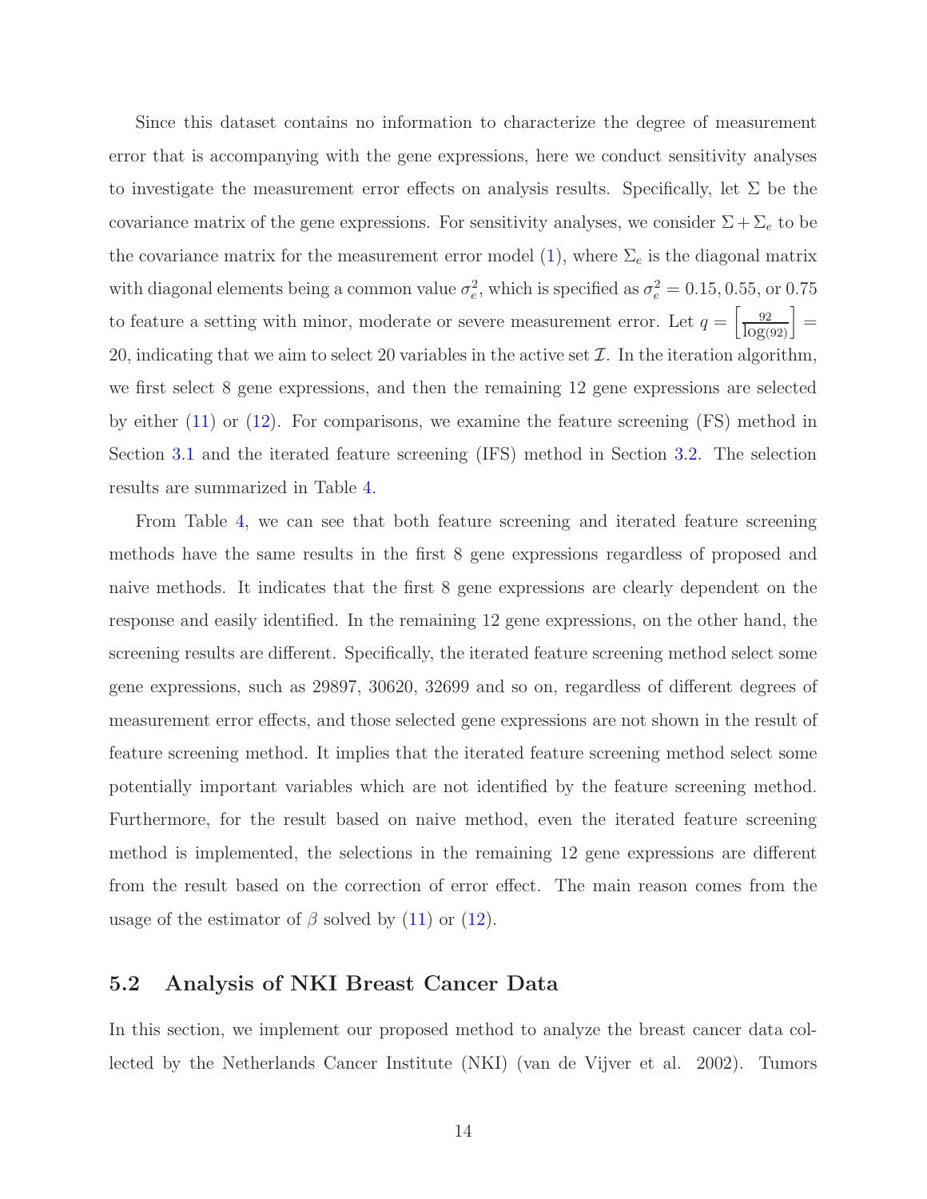Since this dataset contains no information to characterize the degree of measurement error that is accompanying with the gene expressions, here we conduct sensitivity analyses to investigate the measurement error effects on analysis results. Specifically, let $\Sigma$ be the covariance matrix of the gene expressions. For sensitivity analyses, we consider $\Sigma + \Sigma_e$ to be the covariance matrix for the measurement error model (1), where $\Sigma_e$ is the diagonal matrix with diagonal elements being a common value $\sigma_e^2$, which is specified as $\sigma_e^2 = 0.15, 0.55$, or $0.75$ to feature a setting with minor, moderate or severe measurement error. Let $q = \left[\frac{92}{\log(92)}\right] = 20$, indicating that we aim to select 20 variables in the active set $\mathcal{I}$. In the iteration algorithm, we first select 8 gene expressions, and then the remaining 12 gene expressions are selected by either (11) or (12). For comparisons, we examine the feature screening (FS) method in Section 3.1 and the iterated feature screening (IFS) method in Section 3.2. The selection results are summarized in Table 4.

From Table 4, we can see that both feature screening and iterated feature screening methods have the same results in the first 8 gene expressions regardless of proposed and naive methods. It indicates that the first 8 gene expressions are clearly dependent on the response and easily identified. In the remaining 12 gene expressions, on the other hand, the screening results are different. Specifically, the iterated feature screening method select some gene expressions, such as 29897, 30620, 32699 and so on, regardless of different degrees of measurement error effects, and those selected gene expressions are not shown in the result of feature screening method. It implies that the iterated feature screening method select some potentially important variables which are not identified by the feature screening method. Furthermore, for the result based on naive method, even the iterated feature screening method is implemented, the selections in the remaining 12 gene expressions are different from the result based on the correction of error effect. The main reason comes from the usage of the estimator of $\beta$ solved by (11) or (12).

## 5.2 Analysis of NKI Breast Cancer Data

In this section, we implement our proposed method to analyze the breast cancer data collected by the Netherlands Cancer Institute (NKI) (van de Vijver et al. 2002). Tumors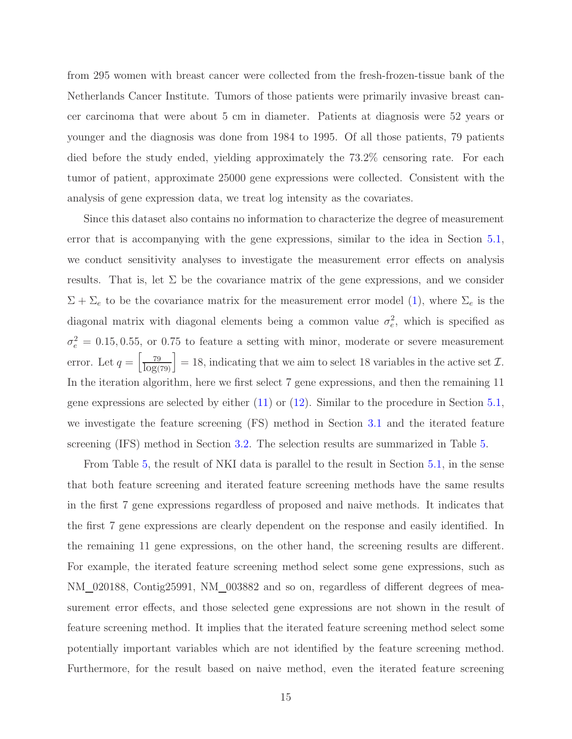from 295 women with breast cancer were collected from the fresh-frozen-tissue bank of the Netherlands Cancer Institute. Tumors of those patients were primarily invasive breast cancer carcinoma that were about 5 cm in diameter. Patients at diagnosis were 52 years or younger and the diagnosis was done from 1984 to 1995. Of all those patients, 79 patients died before the study ended, yielding approximately the 73.2% censoring rate. For each tumor of patient, approximate 25000 gene expressions were collected. Consistent with the analysis of gene expression data, we treat log intensity as the covariates.

Since this dataset also contains no information to characterize the degree of measurement error that is accompanying with the gene expressions, similar to the idea in Section 5.1, we conduct sensitivity analyses to investigate the measurement error effects on analysis results. That is, let $\Sigma$ be the covariance matrix of the gene expressions, and we consider $\Sigma + \Sigma_e$ to be the covariance matrix for the measurement error model (1), where $\Sigma_e$ is the diagonal matrix with diagonal elements being a common value $\sigma_e^2$, which is specified as $\sigma_e^2 = 0.15, 0.55$, or $0.75$ to feature a setting with minor, moderate or severe measurement error. Let $q = \left[\frac{79}{\log(79)}\right] = 18$, indicating that we aim to select 18 variables in the active set $\mathcal{I}$. In the iteration algorithm, here we first select 7 gene expressions, and then the remaining 11 gene expressions are selected by either (11) or (12). Similar to the procedure in Section 5.1, we investigate the feature screening (FS) method in Section 3.1 and the iterated feature screening (IFS) method in Section 3.2. The selection results are summarized in Table 5.

From Table 5, the result of NKI data is parallel to the result in Section 5.1, in the sense that both feature screening and iterated feature screening methods have the same results in the first 7 gene expressions regardless of proposed and naive methods. It indicates that the first 7 gene expressions are clearly dependent on the response and easily identified. In the remaining 11 gene expressions, on the other hand, the screening results are different. For example, the iterated feature screening method select some gene expressions, such as NM_020188, Contig25991, NM_003882 and so on, regardless of different degrees of measurement error effects, and those selected gene expressions are not shown in the result of feature screening method. It implies that the iterated feature screening method select some potentially important variables which are not identified by the feature screening method. Furthermore, for the result based on naive method, even the iterated feature screening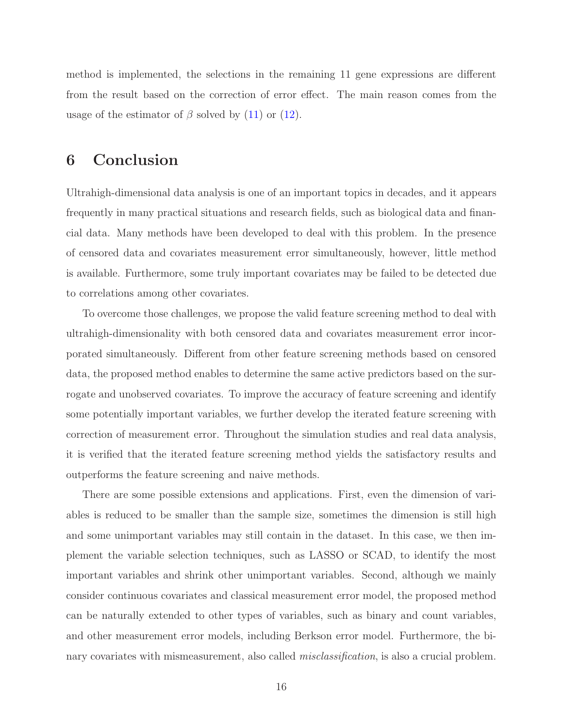method is implemented, the selections in the remaining 11 gene expressions are different from the result based on the correction of error effect. The main reason comes from the usage of the estimator of $\beta$ solved by (11) or (12).

# 6 Conclusion

Ultrahigh-dimensional data analysis is one of an important topics in decades, and it appears frequently in many practical situations and research fields, such as biological data and financial data. Many methods have been developed to deal with this problem. In the presence of censored data and covariates measurement error simultaneously, however, little method is available. Furthermore, some truly important covariates may be failed to be detected due to correlations among other covariates.

To overcome those challenges, we propose the valid feature screening method to deal with ultrahigh-dimensionality with both censored data and covariates measurement error incorporated simultaneously. Different from other feature screening methods based on censored data, the proposed method enables to determine the same active predictors based on the surrogate and unobserved covariates. To improve the accuracy of feature screening and identify some potentially important variables, we further develop the iterated feature screening with correction of measurement error. Throughout the simulation studies and real data analysis, it is verified that the iterated feature screening method yields the satisfactory results and outperforms the feature screening and naive methods.

There are some possible extensions and applications. First, even the dimension of variables is reduced to be smaller than the sample size, sometimes the dimension is still high and some unimportant variables may still contain in the dataset. In this case, we then implement the variable selection techniques, such as LASSO or SCAD, to identify the most important variables and shrink other unimportant variables. Second, although we mainly consider continuous covariates and classical measurement error model, the proposed method can be naturally extended to other types of variables, such as binary and count variables, and other measurement error models, including Berkson error model. Furthermore, the binary covariates with mismeasurement, also called *misclassification*, is also a crucial problem.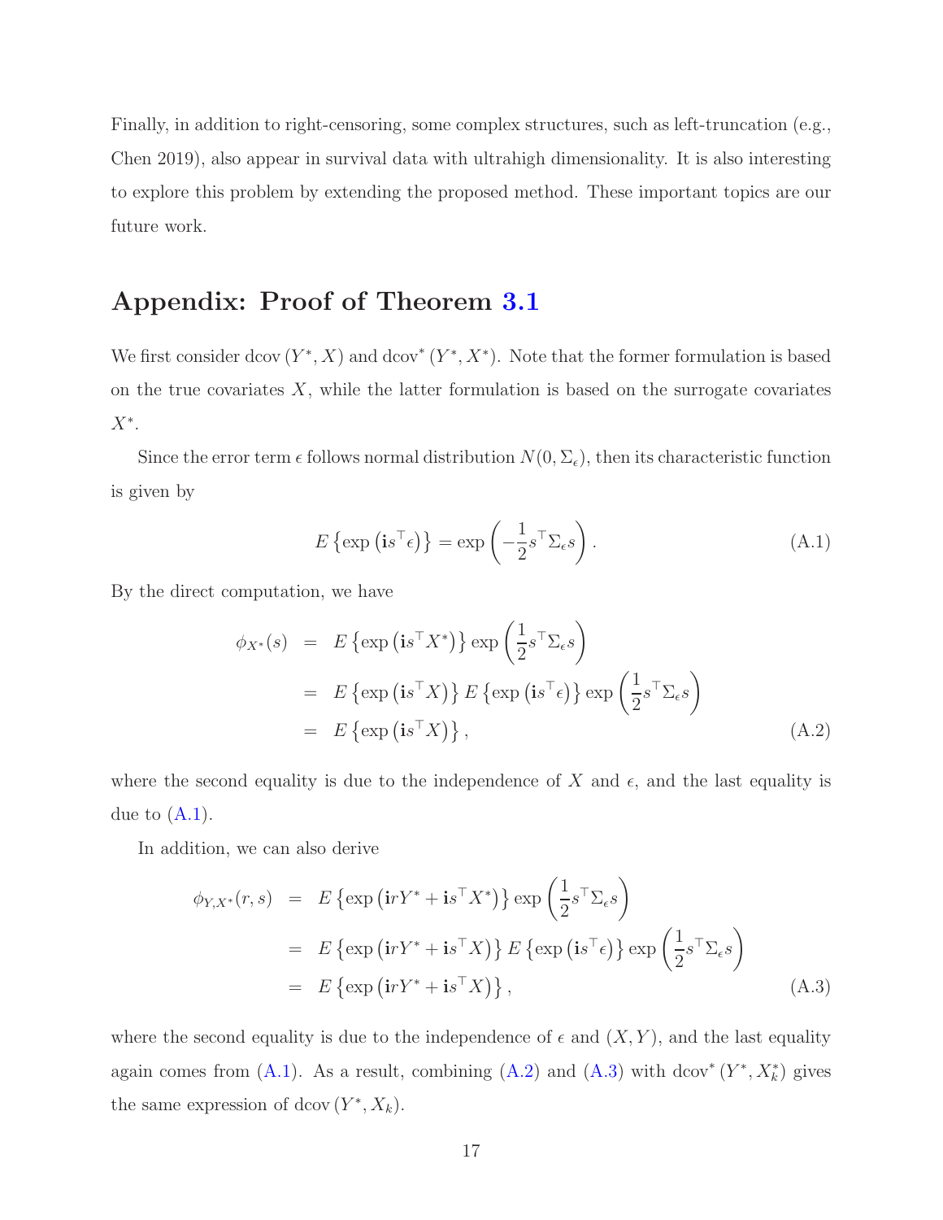Finally, in addition to right-censoring, some complex structures, such as left-truncation (e.g., Chen 2019), also appear in survival data with ultrahigh dimensionality. It is also interesting to explore this problem by extending the proposed method. These important topics are our future work.

## Appendix: Proof of Theorem 3.1

We first consider $\text{dcov}(Y^*, X)$ and $\text{dcov}^*(Y^*, X^*)$. Note that the former formulation is based on the true covariates $X$, while the latter formulation is based on the surrogate covariates $X^*$.

Since the error term $\epsilon$ follows normal distribution $N(0, \Sigma_\epsilon)$, then its characteristic function is given by

$$E\left\{\exp\left(\mathbf{i}s^\top \epsilon\right)\right\} = \exp\left(-\frac{1}{2}s^\top \Sigma_\epsilon s\right). \tag{A.1}$$

By the direct computation, we have

$$\begin{aligned}
\phi_{X^*}(s) &= E\left\{\exp\left(\mathbf{i}s^\top X^*\right)\right\} \exp\left(\frac{1}{2}s^\top \Sigma_\epsilon s\right) \\
&= E\left\{\exp\left(\mathbf{i}s^\top X\right)\right\} E\left\{\exp\left(\mathbf{i}s^\top \epsilon\right)\right\} \exp\left(\frac{1}{2}s^\top \Sigma_\epsilon s\right) \\
&= E\left\{\exp\left(\mathbf{i}s^\top X\right)\right\},
\end{aligned} \tag{A.2}$$

where the second equality is due to the independence of $X$ and $\epsilon$, and the last equality is due to (A.1).

In addition, we can also derive

$$\begin{aligned}
\phi_{Y,X^*}(r, s) &= E\left\{\exp\left(\mathbf{i}rY^* + \mathbf{i}s^\top X^*\right)\right\} \exp\left(\frac{1}{2}s^\top \Sigma_\epsilon s\right) \\
&= E\left\{\exp\left(\mathbf{i}rY^* + \mathbf{i}s^\top X\right)\right\} E\left\{\exp\left(\mathbf{i}s^\top \epsilon\right)\right\} \exp\left(\frac{1}{2}s^\top \Sigma_\epsilon s\right) \\
&= E\left\{\exp\left(\mathbf{i}rY^* + \mathbf{i}s^\top X\right)\right\},
\end{aligned} \tag{A.3}$$

where the second equality is due to the independence of $\epsilon$ and $(X, Y)$, and the last equality again comes from (A.1). As a result, combining (A.2) and (A.3) with $\text{dcov}^*(Y^*, X_k^*)$ gives the same expression of $\text{dcov}(Y^*, X_k)$.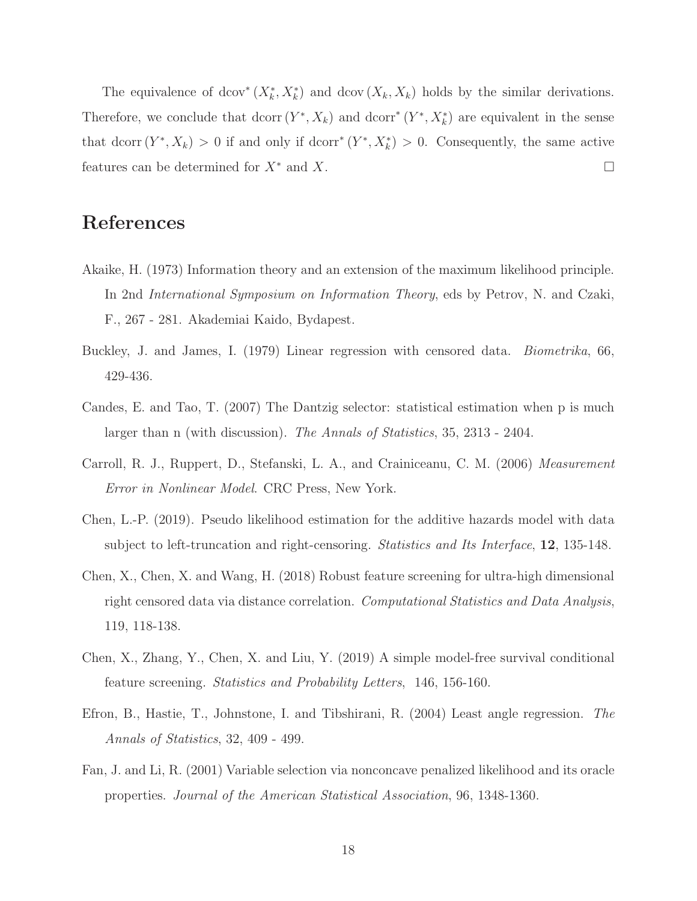The equivalence of $\text{dcov}^*(X_k^*, X_k^*)$ and $\text{dcov}(X_k, X_k)$ holds by the similar derivations. Therefore, we conclude that $\text{dcorr}(Y^*, X_k)$ and $\text{dcorr}^*(Y^*, X_k^*)$ are equivalent in the sense that $\text{dcorr}(Y^*, X_k) > 0$ if and only if $\text{dcorr}^*(Y^*, X_k^*) > 0$. Consequently, the same active features can be determined for $X^*$ and $X$. $\square$

# References

Akaike, H. (1973) Information theory and an extension of the maximum likelihood principle. In 2nd *International Symposium on Information Theory*, eds by Petrov, N. and Czaki, F., 267 - 281. Akademiai Kaido, Bydapest.

Buckley, J. and James, I. (1979) Linear regression with censored data. *Biometrika*, 66, 429-436.

Candes, E. and Tao, T. (2007) The Dantzig selector: statistical estimation when p is much larger than n (with discussion). *The Annals of Statistics*, 35, 2313 - 2404.

Carroll, R. J., Ruppert, D., Stefanski, L. A., and Crainiceanu, C. M. (2006) *Measurement Error in Nonlinear Model*. CRC Press, New York.

Chen, L.-P. (2019). Pseudo likelihood estimation for the additive hazards model with data subject to left-truncation and right-censoring. *Statistics and Its Interface*, **12**, 135-148.

Chen, X., Chen, X. and Wang, H. (2018) Robust feature screening for ultra-high dimensional right censored data via distance correlation. *Computational Statistics and Data Analysis*, 119, 118-138.

Chen, X., Zhang, Y., Chen, X. and Liu, Y. (2019) A simple model-free survival conditional feature screening. *Statistics and Probability Letters*, 146, 156-160.

Efron, B., Hastie, T., Johnstone, I. and Tibshirani, R. (2004) Least angle regression. *The Annals of Statistics*, 32, 409 - 499.

Fan, J. and Li, R. (2001) Variable selection via nonconcave penalized likelihood and its oracle properties. *Journal of the American Statistical Association*, 96, 1348-1360.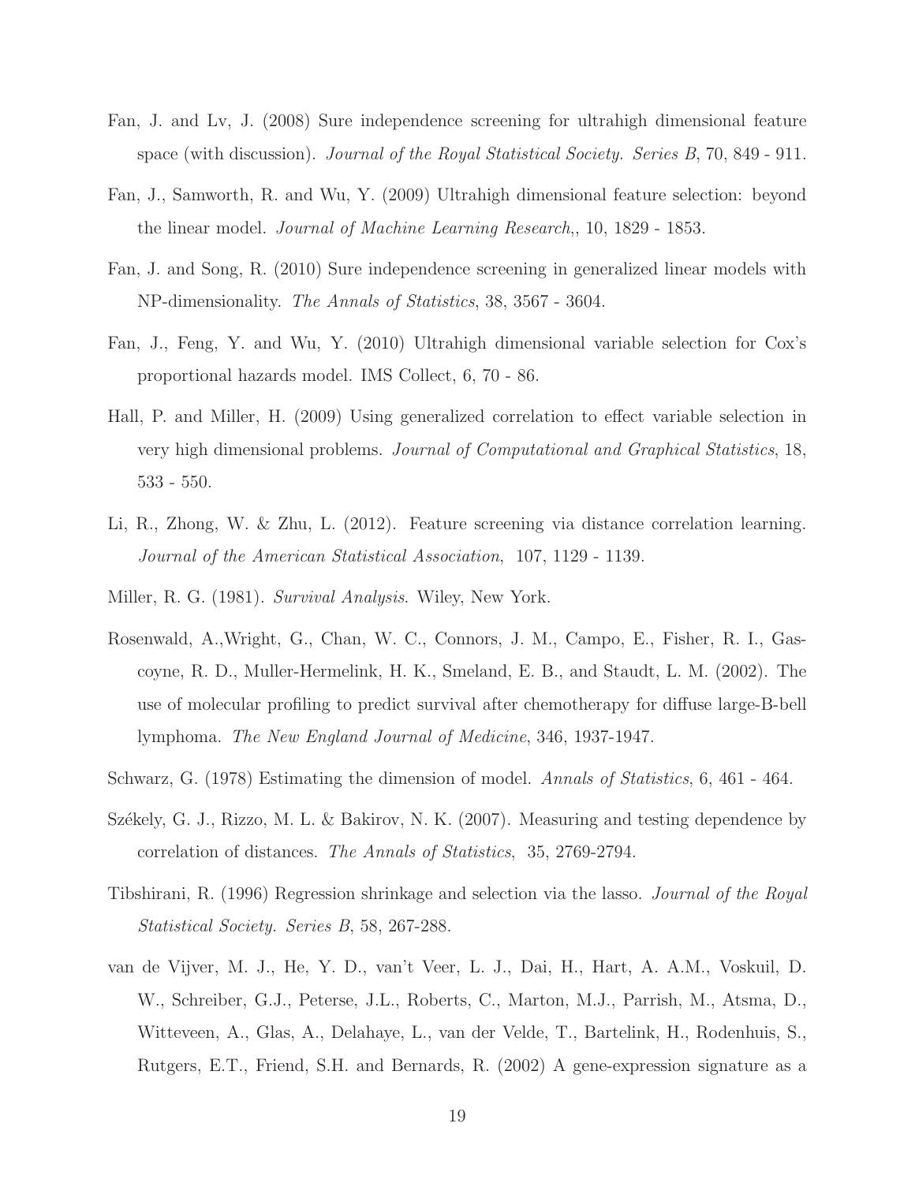Fan, J. and Lv, J. (2008) Sure independence screening for ultrahigh dimensional feature space (with discussion). *Journal of the Royal Statistical Society. Series B*, 70, 849 - 911.

Fan, J., Samworth, R. and Wu, Y. (2009) Ultrahigh dimensional feature selection: beyond the linear model. *Journal of Machine Learning Research,*, 10, 1829 - 1853.

Fan, J. and Song, R. (2010) Sure independence screening in generalized linear models with NP-dimensionality. *The Annals of Statistics*, 38, 3567 - 3604.

Fan, J., Feng, Y. and Wu, Y. (2010) Ultrahigh dimensional variable selection for Cox's proportional hazards model. IMS Collect, 6, 70 - 86.

Hall, P. and Miller, H. (2009) Using generalized correlation to effect variable selection in very high dimensional problems. *Journal of Computational and Graphical Statistics*, 18, 533 - 550.

Li, R., Zhong, W. & Zhu, L. (2012). Feature screening via distance correlation learning. *Journal of the American Statistical Association*, 107, 1129 - 1139.

Miller, R. G. (1981). *Survival Analysis*. Wiley, New York.

Rosenwald, A.,Wright, G., Chan, W. C., Connors, J. M., Campo, E., Fisher, R. I., Gascoyne, R. D., Muller-Hermelink, H. K., Smeland, E. B., and Staudt, L. M. (2002). The use of molecular profiling to predict survival after chemotherapy for diffuse large-B-bell lymphoma. *The New England Journal of Medicine*, 346, 1937-1947.

Schwarz, G. (1978) Estimating the dimension of model. *Annals of Statistics*, 6, 461 - 464.

Székely, G. J., Rizzo, M. L. & Bakirov, N. K. (2007). Measuring and testing dependence by correlation of distances. *The Annals of Statistics*, 35, 2769-2794.

Tibshirani, R. (1996) Regression shrinkage and selection via the lasso. *Journal of the Royal Statistical Society. Series B*, 58, 267-288.

van de Vijver, M. J., He, Y. D., van't Veer, L. J., Dai, H., Hart, A. A.M., Voskuil, D. W., Schreiber, G.J., Peterse, J.L., Roberts, C., Marton, M.J., Parrish, M., Atsma, D., Witteveen, A., Glas, A., Delahaye, L., van der Velde, T., Bartelink, H., Rodenhuis, S., Rutgers, E.T., Friend, S.H. and Bernards, R. (2002) A gene-expression signature as a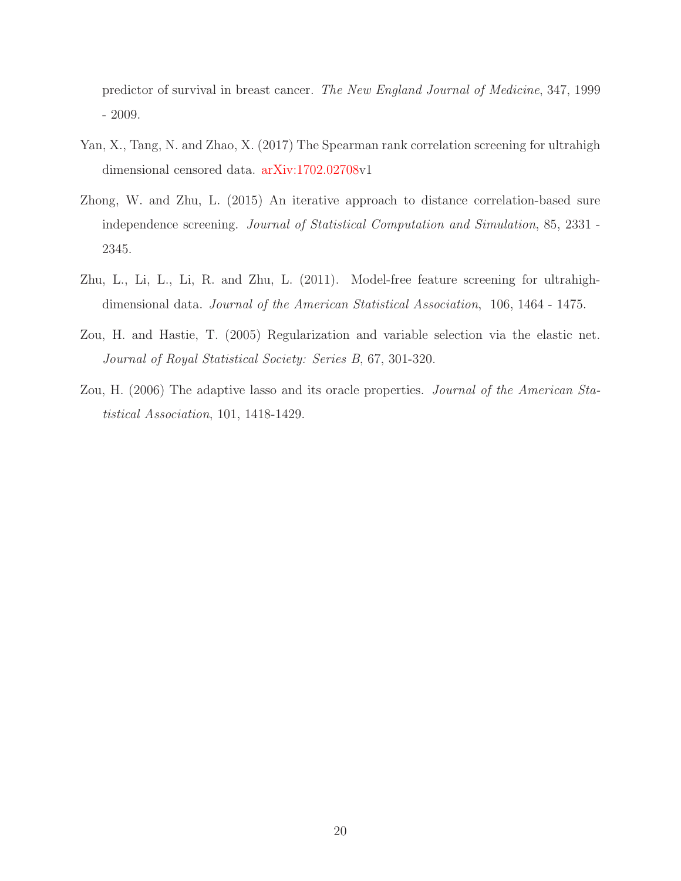predictor of survival in breast cancer. *The New England Journal of Medicine*, 347, 1999 - 2009.

Yan, X., Tang, N. and Zhao, X. (2017) The Spearman rank correlation screening for ultrahigh dimensional censored data. arXiv:1702.02708v1

Zhong, W. and Zhu, L. (2015) An iterative approach to distance correlation-based sure independence screening. *Journal of Statistical Computation and Simulation*, 85, 2331 - 2345.

Zhu, L., Li, L., Li, R. and Zhu, L. (2011). Model-free feature screening for ultrahigh-dimensional data. *Journal of the American Statistical Association*, 106, 1464 - 1475.

Zou, H. and Hastie, T. (2005) Regularization and variable selection via the elastic net. *Journal of Royal Statistical Society: Series B*, 67, 301-320.

Zou, H. (2006) The adaptive lasso and its oracle properties. *Journal of the American Statistical Association*, 101, 1418-1429.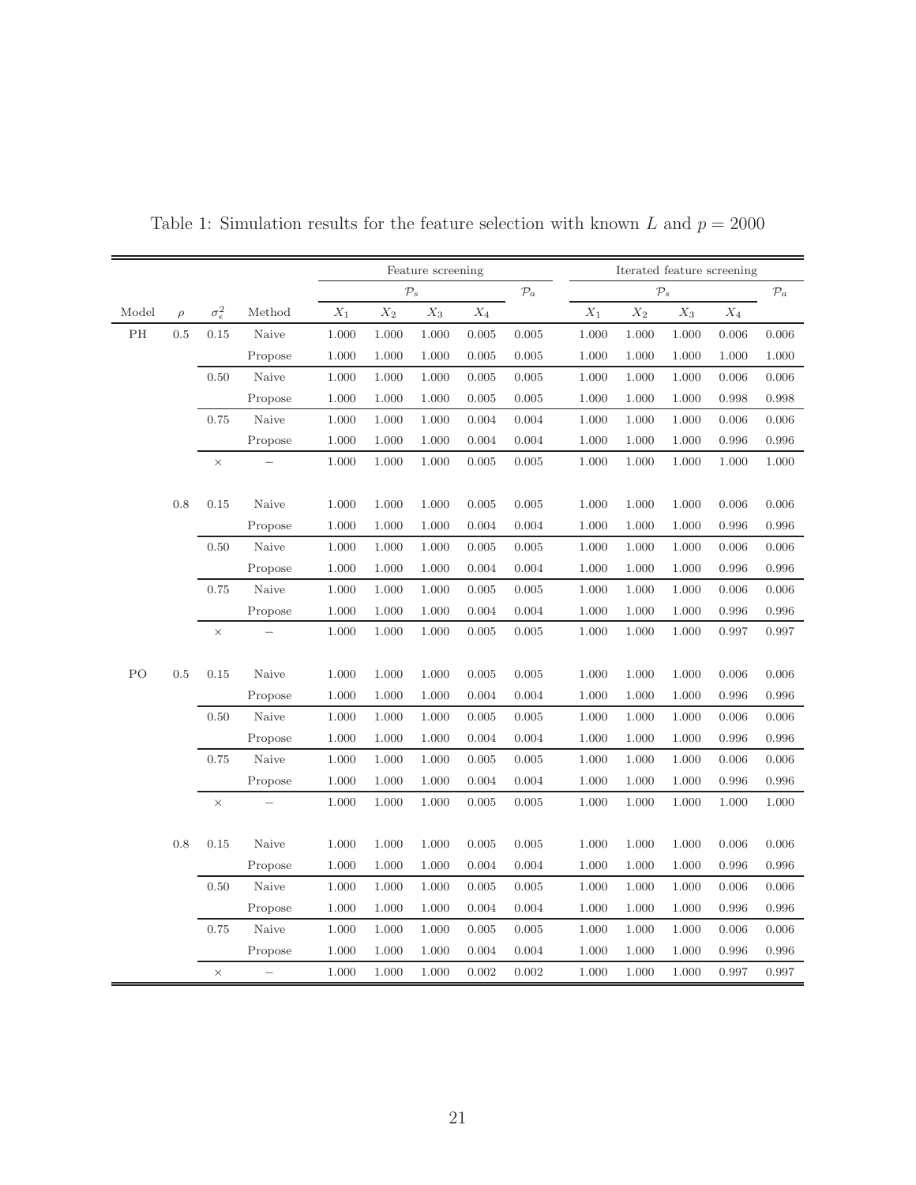Table 1: Simulation results for the feature selection with known $L$ and $p = 2000$

| | | | | Feature screening | | | | | Iterated feature screening | | | | |
|---|---|---|---|---|---|---|---|---|---|---|---|---|---|
| | | | | $\mathcal{P}_s$ | | | | $\mathcal{P}_a$ | $\mathcal{P}_s$ | | | | $\mathcal{P}_a$ |
| Model | $\rho$ | $\sigma_\epsilon^2$ | Method | $X_1$ | $X_2$ | $X_3$ | $X_4$ | | $X_1$ | $X_2$ | $X_3$ | $X_4$ | |
| PH | 0.5 | 0.15 | Naive | 1.000 | 1.000 | 1.000 | 0.005 | 0.005 | 1.000 | 1.000 | 1.000 | 0.006 | 0.006 |
| | | | Propose | 1.000 | 1.000 | 1.000 | 0.005 | 0.005 | 1.000 | 1.000 | 1.000 | 1.000 | 1.000 |
| | | 0.50 | Naive | 1.000 | 1.000 | 1.000 | 0.005 | 0.005 | 1.000 | 1.000 | 1.000 | 0.006 | 0.006 |
| | | | Propose | 1.000 | 1.000 | 1.000 | 0.005 | 0.005 | 1.000 | 1.000 | 1.000 | 0.998 | 0.998 |
| | | 0.75 | Naive | 1.000 | 1.000 | 1.000 | 0.004 | 0.004 | 1.000 | 1.000 | 1.000 | 0.006 | 0.006 |
| | | | Propose | 1.000 | 1.000 | 1.000 | 0.004 | 0.004 | 1.000 | 1.000 | 1.000 | 0.996 | 0.996 |
| | | $\times$ | $-$ | 1.000 | 1.000 | 1.000 | 0.005 | 0.005 | 1.000 | 1.000 | 1.000 | 1.000 | 1.000 |
| | 0.8 | 0.15 | Naive | 1.000 | 1.000 | 1.000 | 0.005 | 0.005 | 1.000 | 1.000 | 1.000 | 0.006 | 0.006 |
| | | | Propose | 1.000 | 1.000 | 1.000 | 0.004 | 0.004 | 1.000 | 1.000 | 1.000 | 0.996 | 0.996 |
| | | 0.50 | Naive | 1.000 | 1.000 | 1.000 | 0.005 | 0.005 | 1.000 | 1.000 | 1.000 | 0.006 | 0.006 |
| | | | Propose | 1.000 | 1.000 | 1.000 | 0.004 | 0.004 | 1.000 | 1.000 | 1.000 | 0.996 | 0.996 |
| | | 0.75 | Naive | 1.000 | 1.000 | 1.000 | 0.005 | 0.005 | 1.000 | 1.000 | 1.000 | 0.006 | 0.006 |
| | | | Propose | 1.000 | 1.000 | 1.000 | 0.004 | 0.004 | 1.000 | 1.000 | 1.000 | 0.996 | 0.996 |
| | | $\times$ | $-$ | 1.000 | 1.000 | 1.000 | 0.005 | 0.005 | 1.000 | 1.000 | 1.000 | 0.997 | 0.997 |
| PO | 0.5 | 0.15 | Naive | 1.000 | 1.000 | 1.000 | 0.005 | 0.005 | 1.000 | 1.000 | 1.000 | 0.006 | 0.006 |
| | | | Propose | 1.000 | 1.000 | 1.000 | 0.004 | 0.004 | 1.000 | 1.000 | 1.000 | 0.996 | 0.996 |
| | | 0.50 | Naive | 1.000 | 1.000 | 1.000 | 0.005 | 0.005 | 1.000 | 1.000 | 1.000 | 0.006 | 0.006 |
| | | | Propose | 1.000 | 1.000 | 1.000 | 0.004 | 0.004 | 1.000 | 1.000 | 1.000 | 0.996 | 0.996 |
| | | 0.75 | Naive | 1.000 | 1.000 | 1.000 | 0.005 | 0.005 | 1.000 | 1.000 | 1.000 | 0.006 | 0.006 |
| | | | Propose | 1.000 | 1.000 | 1.000 | 0.004 | 0.004 | 1.000 | 1.000 | 1.000 | 0.996 | 0.996 |
| | | $\times$ | $-$ | 1.000 | 1.000 | 1.000 | 0.005 | 0.005 | 1.000 | 1.000 | 1.000 | 1.000 | 1.000 |
| | 0.8 | 0.15 | Naive | 1.000 | 1.000 | 1.000 | 0.005 | 0.005 | 1.000 | 1.000 | 1.000 | 0.006 | 0.006 |
| | | | Propose | 1.000 | 1.000 | 1.000 | 0.004 | 0.004 | 1.000 | 1.000 | 1.000 | 0.996 | 0.996 |
| | | 0.50 | Naive | 1.000 | 1.000 | 1.000 | 0.005 | 0.005 | 1.000 | 1.000 | 1.000 | 0.006 | 0.006 |
| | | | Propose | 1.000 | 1.000 | 1.000 | 0.004 | 0.004 | 1.000 | 1.000 | 1.000 | 0.996 | 0.996 |
| | | 0.75 | Naive | 1.000 | 1.000 | 1.000 | 0.005 | 0.005 | 1.000 | 1.000 | 1.000 | 0.006 | 0.006 |
| | | | Propose | 1.000 | 1.000 | 1.000 | 0.004 | 0.004 | 1.000 | 1.000 | 1.000 | 0.996 | 0.996 |
| | | $\times$ | $-$ | 1.000 | 1.000 | 1.000 | 0.002 | 0.002 | 1.000 | 1.000 | 1.000 | 0.997 | 0.997 |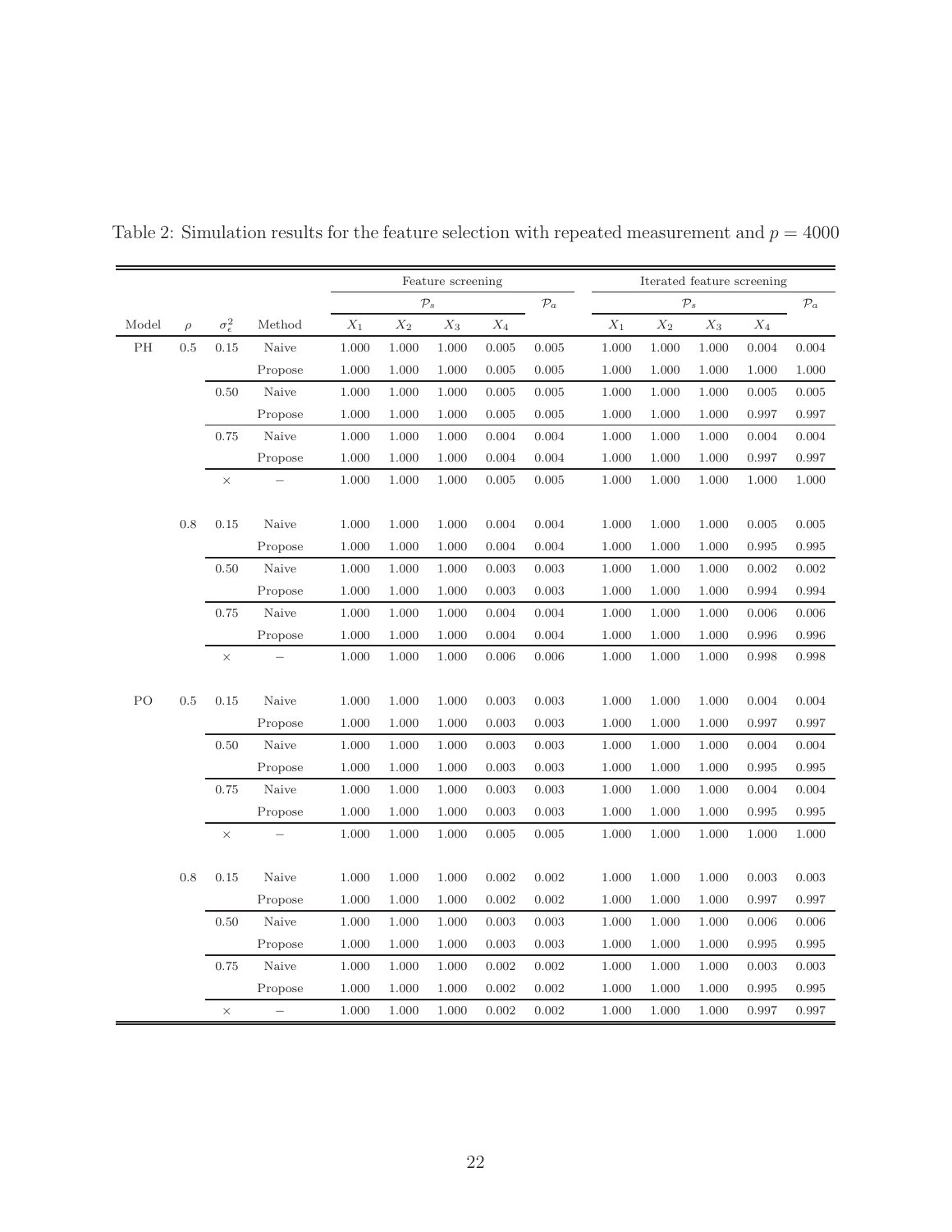Table 2: Simulation results for the feature selection with repeated measurement and $p = 4000$

| | | | | Feature screening | | | | | Iterated feature screening | | | | |
|---|---|---|---|---|---|---|---|---|---|---|---|---|---|
| | | | | $\mathcal{P}_s$ | | | | $\mathcal{P}_a$ | $\mathcal{P}_s$ | | | | $\mathcal{P}_a$ |
| Model | $\rho$ | $\sigma_\epsilon^2$ | Method | $X_1$ | $X_2$ | $X_3$ | $X_4$ | | $X_1$ | $X_2$ | $X_3$ | $X_4$ | |
| PH | 0.5 | 0.15 | Naive | 1.000 | 1.000 | 1.000 | 0.005 | 0.005 | 1.000 | 1.000 | 1.000 | 0.004 | 0.004 |
| | | | Propose | 1.000 | 1.000 | 1.000 | 0.005 | 0.005 | 1.000 | 1.000 | 1.000 | 1.000 | 1.000 |
| | | 0.50 | Naive | 1.000 | 1.000 | 1.000 | 0.005 | 0.005 | 1.000 | 1.000 | 1.000 | 0.005 | 0.005 |
| | | | Propose | 1.000 | 1.000 | 1.000 | 0.005 | 0.005 | 1.000 | 1.000 | 1.000 | 0.997 | 0.997 |
| | | 0.75 | Naive | 1.000 | 1.000 | 1.000 | 0.004 | 0.004 | 1.000 | 1.000 | 1.000 | 0.004 | 0.004 |
| | | | Propose | 1.000 | 1.000 | 1.000 | 0.004 | 0.004 | 1.000 | 1.000 | 1.000 | 0.997 | 0.997 |
| | | $\times$ | $-$ | 1.000 | 1.000 | 1.000 | 0.005 | 0.005 | 1.000 | 1.000 | 1.000 | 1.000 | 1.000 |
| | 0.8 | 0.15 | Naive | 1.000 | 1.000 | 1.000 | 0.004 | 0.004 | 1.000 | 1.000 | 1.000 | 0.005 | 0.005 |
| | | | Propose | 1.000 | 1.000 | 1.000 | 0.004 | 0.004 | 1.000 | 1.000 | 1.000 | 0.995 | 0.995 |
| | | 0.50 | Naive | 1.000 | 1.000 | 1.000 | 0.003 | 0.003 | 1.000 | 1.000 | 1.000 | 0.002 | 0.002 |
| | | | Propose | 1.000 | 1.000 | 1.000 | 0.003 | 0.003 | 1.000 | 1.000 | 1.000 | 0.994 | 0.994 |
| | | 0.75 | Naive | 1.000 | 1.000 | 1.000 | 0.004 | 0.004 | 1.000 | 1.000 | 1.000 | 0.006 | 0.006 |
| | | | Propose | 1.000 | 1.000 | 1.000 | 0.004 | 0.004 | 1.000 | 1.000 | 1.000 | 0.996 | 0.996 |
| | | $\times$ | $-$ | 1.000 | 1.000 | 1.000 | 0.006 | 0.006 | 1.000 | 1.000 | 1.000 | 0.998 | 0.998 |
| PO | 0.5 | 0.15 | Naive | 1.000 | 1.000 | 1.000 | 0.003 | 0.003 | 1.000 | 1.000 | 1.000 | 0.004 | 0.004 |
| | | | Propose | 1.000 | 1.000 | 1.000 | 0.003 | 0.003 | 1.000 | 1.000 | 1.000 | 0.997 | 0.997 |
| | | 0.50 | Naive | 1.000 | 1.000 | 1.000 | 0.003 | 0.003 | 1.000 | 1.000 | 1.000 | 0.004 | 0.004 |
| | | | Propose | 1.000 | 1.000 | 1.000 | 0.003 | 0.003 | 1.000 | 1.000 | 1.000 | 0.995 | 0.995 |
| | | 0.75 | Naive | 1.000 | 1.000 | 1.000 | 0.003 | 0.003 | 1.000 | 1.000 | 1.000 | 0.004 | 0.004 |
| | | | Propose | 1.000 | 1.000 | 1.000 | 0.003 | 0.003 | 1.000 | 1.000 | 1.000 | 0.995 | 0.995 |
| | | $\times$ | $-$ | 1.000 | 1.000 | 1.000 | 0.005 | 0.005 | 1.000 | 1.000 | 1.000 | 1.000 | 1.000 |
| | 0.8 | 0.15 | Naive | 1.000 | 1.000 | 1.000 | 0.002 | 0.002 | 1.000 | 1.000 | 1.000 | 0.003 | 0.003 |
| | | | Propose | 1.000 | 1.000 | 1.000 | 0.002 | 0.002 | 1.000 | 1.000 | 1.000 | 0.997 | 0.997 |
| | | 0.50 | Naive | 1.000 | 1.000 | 1.000 | 0.003 | 0.003 | 1.000 | 1.000 | 1.000 | 0.006 | 0.006 |
| | | | Propose | 1.000 | 1.000 | 1.000 | 0.003 | 0.003 | 1.000 | 1.000 | 1.000 | 0.995 | 0.995 |
| | | 0.75 | Naive | 1.000 | 1.000 | 1.000 | 0.002 | 0.002 | 1.000 | 1.000 | 1.000 | 0.003 | 0.003 |
| | | | Propose | 1.000 | 1.000 | 1.000 | 0.002 | 0.002 | 1.000 | 1.000 | 1.000 | 0.995 | 0.995 |
| | | $\times$ | $-$ | 1.000 | 1.000 | 1.000 | 0.002 | 0.002 | 1.000 | 1.000 | 1.000 | 0.997 | 0.997 |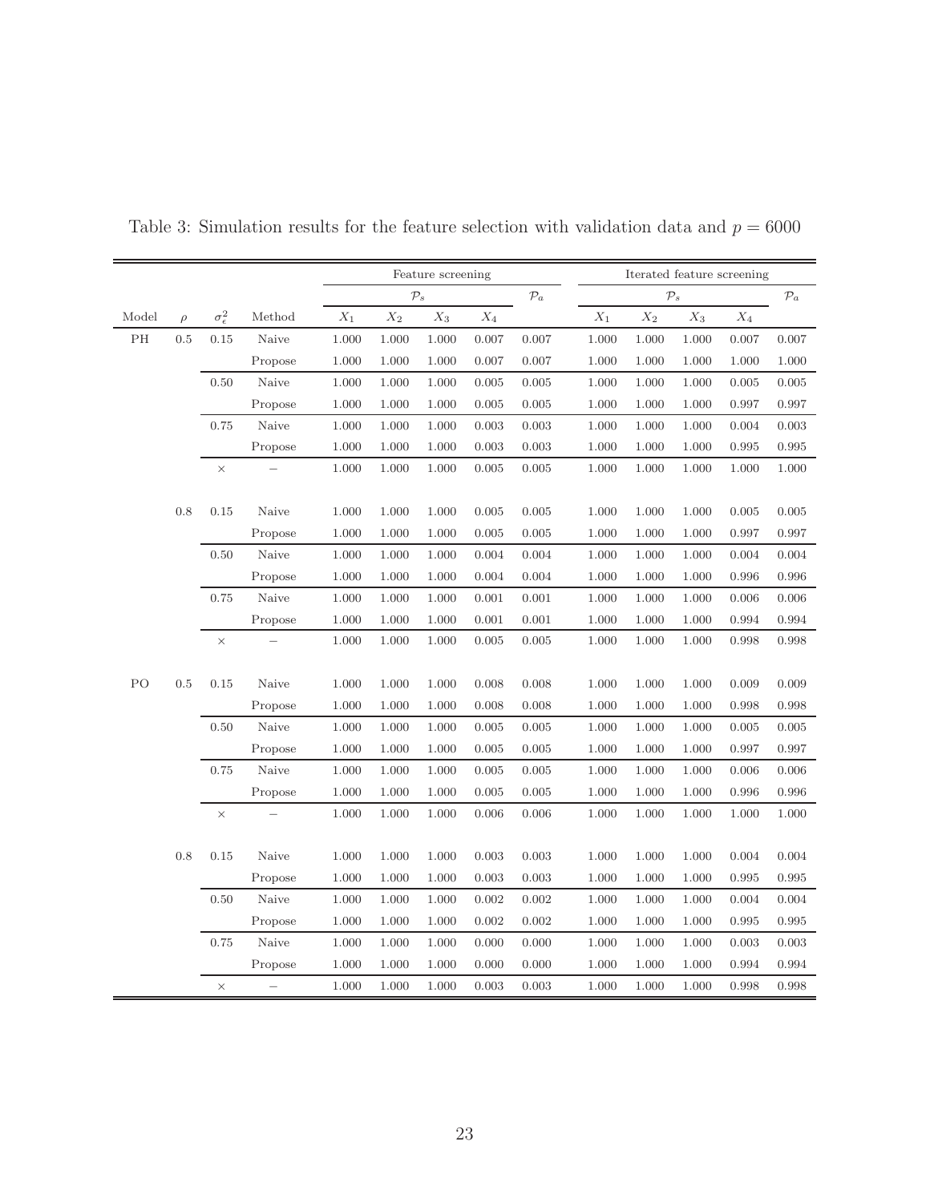Table 3: Simulation results for the feature selection with validation data and $p = 6000$

| | | | | Feature screening | | | | | Iterated feature screening | | | | |
|---|---|---|---|---|---|---|---|---|---|---|---|---|---|
| | | | | $\mathcal{P}_s$ | | | | $\mathcal{P}_a$ | $\mathcal{P}_s$ | | | | $\mathcal{P}_a$ |
| Model | $\rho$ | $\sigma_\epsilon^2$ | Method | $X_1$ | $X_2$ | $X_3$ | $X_4$ | | $X_1$ | $X_2$ | $X_3$ | $X_4$ | |
| PH | 0.5 | 0.15 | Naive | 1.000 | 1.000 | 1.000 | 0.007 | 0.007 | 1.000 | 1.000 | 1.000 | 0.007 | 0.007 |
| | | | Propose | 1.000 | 1.000 | 1.000 | 0.007 | 0.007 | 1.000 | 1.000 | 1.000 | 1.000 | 1.000 |
| | | 0.50 | Naive | 1.000 | 1.000 | 1.000 | 0.005 | 0.005 | 1.000 | 1.000 | 1.000 | 0.005 | 0.005 |
| | | | Propose | 1.000 | 1.000 | 1.000 | 0.005 | 0.005 | 1.000 | 1.000 | 1.000 | 0.997 | 0.997 |
| | | 0.75 | Naive | 1.000 | 1.000 | 1.000 | 0.003 | 0.003 | 1.000 | 1.000 | 1.000 | 0.004 | 0.003 |
| | | | Propose | 1.000 | 1.000 | 1.000 | 0.003 | 0.003 | 1.000 | 1.000 | 1.000 | 0.995 | 0.995 |
| | | $\times$ | $-$ | 1.000 | 1.000 | 1.000 | 0.005 | 0.005 | 1.000 | 1.000 | 1.000 | 1.000 | 1.000 |
| | 0.8 | 0.15 | Naive | 1.000 | 1.000 | 1.000 | 0.005 | 0.005 | 1.000 | 1.000 | 1.000 | 0.005 | 0.005 |
| | | | Propose | 1.000 | 1.000 | 1.000 | 0.005 | 0.005 | 1.000 | 1.000 | 1.000 | 0.997 | 0.997 |
| | | 0.50 | Naive | 1.000 | 1.000 | 1.000 | 0.004 | 0.004 | 1.000 | 1.000 | 1.000 | 0.004 | 0.004 |
| | | | Propose | 1.000 | 1.000 | 1.000 | 0.004 | 0.004 | 1.000 | 1.000 | 1.000 | 0.996 | 0.996 |
| | | 0.75 | Naive | 1.000 | 1.000 | 1.000 | 0.001 | 0.001 | 1.000 | 1.000 | 1.000 | 0.006 | 0.006 |
| | | | Propose | 1.000 | 1.000 | 1.000 | 0.001 | 0.001 | 1.000 | 1.000 | 1.000 | 0.994 | 0.994 |
| | | $\times$ | $-$ | 1.000 | 1.000 | 1.000 | 0.005 | 0.005 | 1.000 | 1.000 | 1.000 | 0.998 | 0.998 |
| PO | 0.5 | 0.15 | Naive | 1.000 | 1.000 | 1.000 | 0.008 | 0.008 | 1.000 | 1.000 | 1.000 | 0.009 | 0.009 |
| | | | Propose | 1.000 | 1.000 | 1.000 | 0.008 | 0.008 | 1.000 | 1.000 | 1.000 | 0.998 | 0.998 |
| | | 0.50 | Naive | 1.000 | 1.000 | 1.000 | 0.005 | 0.005 | 1.000 | 1.000 | 1.000 | 0.005 | 0.005 |
| | | | Propose | 1.000 | 1.000 | 1.000 | 0.005 | 0.005 | 1.000 | 1.000 | 1.000 | 0.997 | 0.997 |
| | | 0.75 | Naive | 1.000 | 1.000 | 1.000 | 0.005 | 0.005 | 1.000 | 1.000 | 1.000 | 0.006 | 0.006 |
| | | | Propose | 1.000 | 1.000 | 1.000 | 0.005 | 0.005 | 1.000 | 1.000 | 1.000 | 0.996 | 0.996 |
| | | $\times$ | $-$ | 1.000 | 1.000 | 1.000 | 0.006 | 0.006 | 1.000 | 1.000 | 1.000 | 1.000 | 1.000 |
| | 0.8 | 0.15 | Naive | 1.000 | 1.000 | 1.000 | 0.003 | 0.003 | 1.000 | 1.000 | 1.000 | 0.004 | 0.004 |
| | | | Propose | 1.000 | 1.000 | 1.000 | 0.003 | 0.003 | 1.000 | 1.000 | 1.000 | 0.995 | 0.995 |
| | | 0.50 | Naive | 1.000 | 1.000 | 1.000 | 0.002 | 0.002 | 1.000 | 1.000 | 1.000 | 0.004 | 0.004 |
| | | | Propose | 1.000 | 1.000 | 1.000 | 0.002 | 0.002 | 1.000 | 1.000 | 1.000 | 0.995 | 0.995 |
| | | 0.75 | Naive | 1.000 | 1.000 | 1.000 | 0.000 | 0.000 | 1.000 | 1.000 | 1.000 | 0.003 | 0.003 |
| | | | Propose | 1.000 | 1.000 | 1.000 | 0.000 | 0.000 | 1.000 | 1.000 | 1.000 | 0.994 | 0.994 |
| | | $\times$ | $-$ | 1.000 | 1.000 | 1.000 | 0.003 | 0.003 | 1.000 | 1.000 | 1.000 | 0.998 | 0.998 |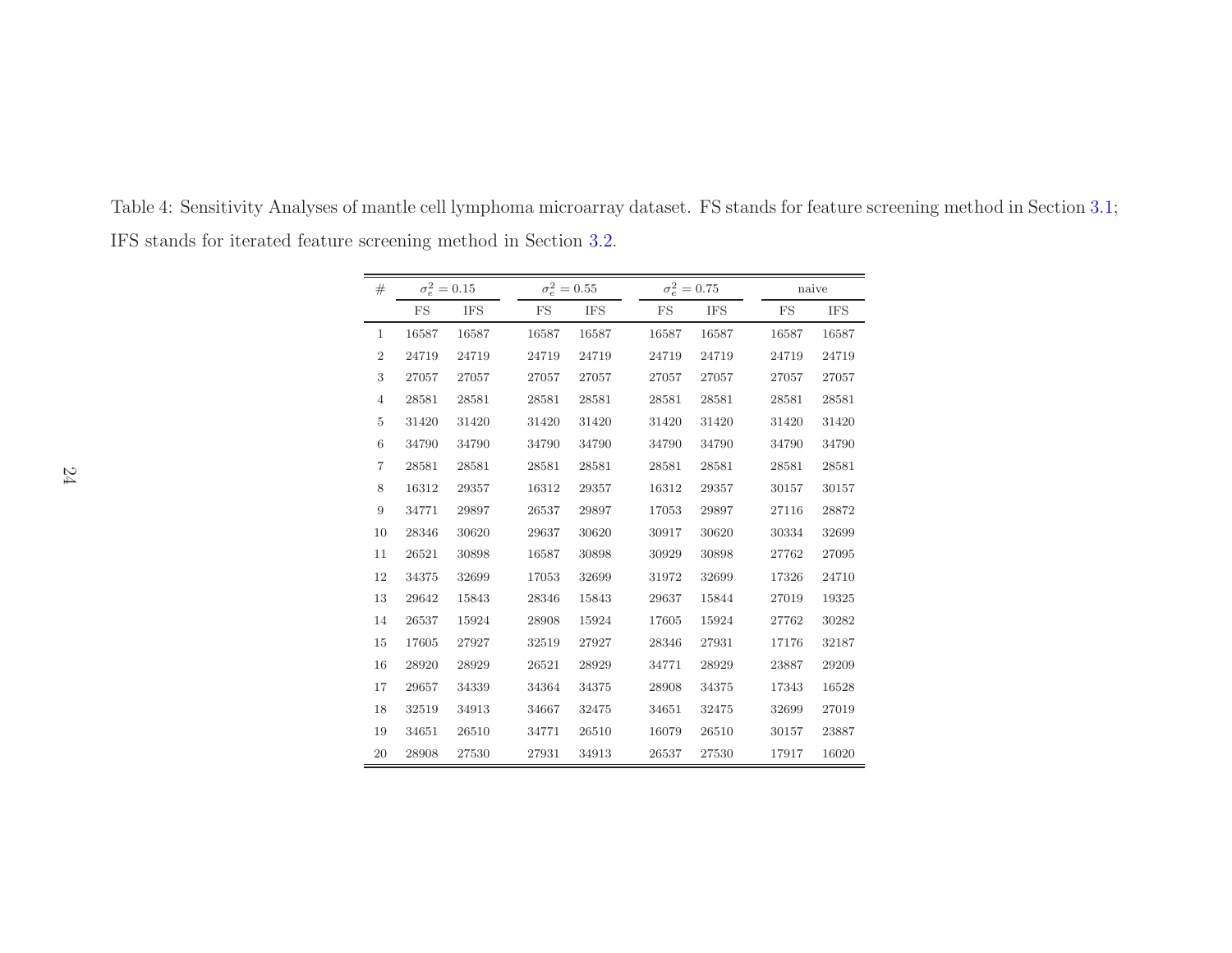Table 4: Sensitivity Analyses of mantle cell lymphoma microarray dataset. FS stands for feature screening method in Section 3.1; IFS stands for iterated feature screening method in Section 3.2.

| # | $\sigma_e^2 = 0.15$ | | $\sigma_e^2 = 0.55$ | | $\sigma_e^2 = 0.75$ | | naive | |
|---|---|---|---|---|---|---|---|---|
| | FS | IFS | FS | IFS | FS | IFS | FS | IFS |
| 1 | 16587 | 16587 | 16587 | 16587 | 16587 | 16587 | 16587 | 16587 |
| 2 | 24719 | 24719 | 24719 | 24719 | 24719 | 24719 | 24719 | 24719 |
| 3 | 27057 | 27057 | 27057 | 27057 | 27057 | 27057 | 27057 | 27057 |
| 4 | 28581 | 28581 | 28581 | 28581 | 28581 | 28581 | 28581 | 28581 |
| 5 | 31420 | 31420 | 31420 | 31420 | 31420 | 31420 | 31420 | 31420 |
| 6 | 34790 | 34790 | 34790 | 34790 | 34790 | 34790 | 34790 | 34790 |
| 7 | 28581 | 28581 | 28581 | 28581 | 28581 | 28581 | 28581 | 28581 |
| 8 | 16312 | 29357 | 16312 | 29357 | 16312 | 29357 | 30157 | 30157 |
| 9 | 34771 | 29897 | 26537 | 29897 | 17053 | 29897 | 27116 | 28872 |
| 10 | 28346 | 30620 | 29637 | 30620 | 30917 | 30620 | 30334 | 32699 |
| 11 | 26521 | 30898 | 16587 | 30898 | 30929 | 30898 | 27762 | 27095 |
| 12 | 34375 | 32699 | 17053 | 32699 | 31972 | 32699 | 17326 | 24710 |
| 13 | 29642 | 15843 | 28346 | 15843 | 29637 | 15844 | 27019 | 19325 |
| 14 | 26537 | 15924 | 28908 | 15924 | 17605 | 15924 | 27762 | 30282 |
| 15 | 17605 | 27927 | 32519 | 27927 | 28346 | 27931 | 17176 | 32187 |
| 16 | 28920 | 28929 | 26521 | 28929 | 34771 | 28929 | 23887 | 29209 |
| 17 | 29657 | 34339 | 34364 | 34375 | 28908 | 34375 | 17343 | 16528 |
| 18 | 32519 | 34913 | 34667 | 32475 | 34651 | 32475 | 32699 | 27019 |
| 19 | 34651 | 26510 | 34771 | 26510 | 16079 | 26510 | 30157 | 23887 |
| 20 | 28908 | 27530 | 27931 | 34913 | 26537 | 27530 | 17917 | 16020 |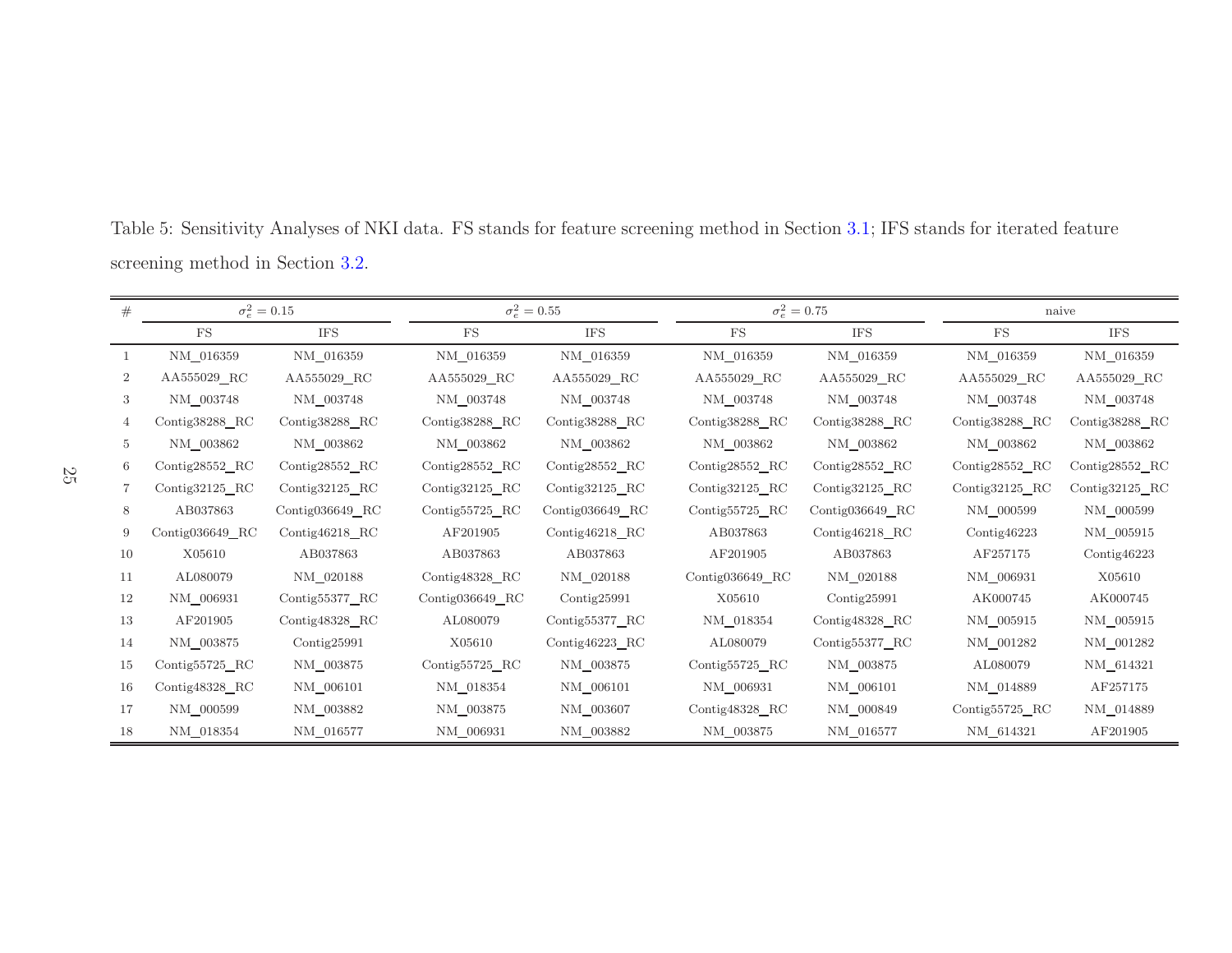Table 5: Sensitivity Analyses of NKI data. FS stands for feature screening method in Section 3.1; IFS stands for iterated feature screening method in Section 3.2.

| # | $\sigma_\epsilon^2 = 0.15$ | | $\sigma_\epsilon^2 = 0.55$ | | $\sigma_\epsilon^2 = 0.75$ | | naive | |
|---|---|---|---|---|---|---|---|---|
| | FS | IFS | FS | IFS | FS | IFS | FS | IFS |
| 1 | NM_016359 | NM_016359 | NM_016359 | NM_016359 | NM_016359 | NM_016359 | NM_016359 | NM_016359 |
| 2 | AA555029_RC | AA555029_RC | AA555029_RC | AA555029_RC | AA555029_RC | AA555029_RC | AA555029_RC | AA555029_RC |
| 3 | NM_003748 | NM_003748 | NM_003748 | NM_003748 | NM_003748 | NM_003748 | NM_003748 | NM_003748 |
| 4 | Contig38288_RC | Contig38288_RC | Contig38288_RC | Contig38288_RC | Contig38288_RC | Contig38288_RC | Contig38288_RC | Contig38288_RC |
| 5 | NM_003862 | NM_003862 | NM_003862 | NM_003862 | NM_003862 | NM_003862 | NM_003862 | NM_003862 |
| 6 | Contig28552_RC | Contig28552_RC | Contig28552_RC | Contig28552_RC | Contig28552_RC | Contig28552_RC | Contig28552_RC | Contig28552_RC |
| 7 | Contig32125_RC | Contig32125_RC | Contig32125_RC | Contig32125_RC | Contig32125_RC | Contig32125_RC | Contig32125_RC | Contig32125_RC |
| 8 | AB037863 | Contig036649_RC | Contig55725_RC | Contig036649_RC | Contig55725_RC | Contig036649_RC | NM_000599 | NM_000599 |
| 9 | Contig036649_RC | Contig46218_RC | AF201905 | Contig46218_RC | AB037863 | Contig46218_RC | Contig46223 | NM_005915 |
| 10 | X05610 | AB037863 | AB037863 | AB037863 | AF201905 | AB037863 | AF257175 | Contig46223 |
| 11 | AL080079 | NM_020188 | Contig48328_RC | NM_020188 | Contig036649_RC | NM_020188 | NM_006931 | X05610 |
| 12 | NM_006931 | Contig55377_RC | Contig036649_RC | Contig25991 | X05610 | Contig25991 | AK000745 | AK000745 |
| 13 | AF201905 | Contig48328_RC | AL080079 | Contig55377_RC | NM_018354 | Contig48328_RC | NM_005915 | NM_005915 |
| 14 | NM_003875 | Contig25991 | X05610 | Contig46223_RC | AL080079 | Contig55377_RC | NM_001282 | NM_001282 |
| 15 | Contig55725_RC | NM_003875 | Contig55725_RC | NM_003875 | Contig55725_RC | NM_003875 | AL080079 | NM_614321 |
| 16 | Contig48328_RC | NM_006101 | NM_018354 | NM_006101 | NM_006931 | NM_006101 | NM_014889 | AF257175 |
| 17 | NM_000599 | NM_003882 | NM_003875 | NM_003607 | Contig48328_RC | NM_000849 | Contig55725_RC | NM_014889 |
| 18 | NM_018354 | NM_016577 | NM_006931 | NM_003882 | NM_003875 | NM_016577 | NM_614321 | AF201905 |